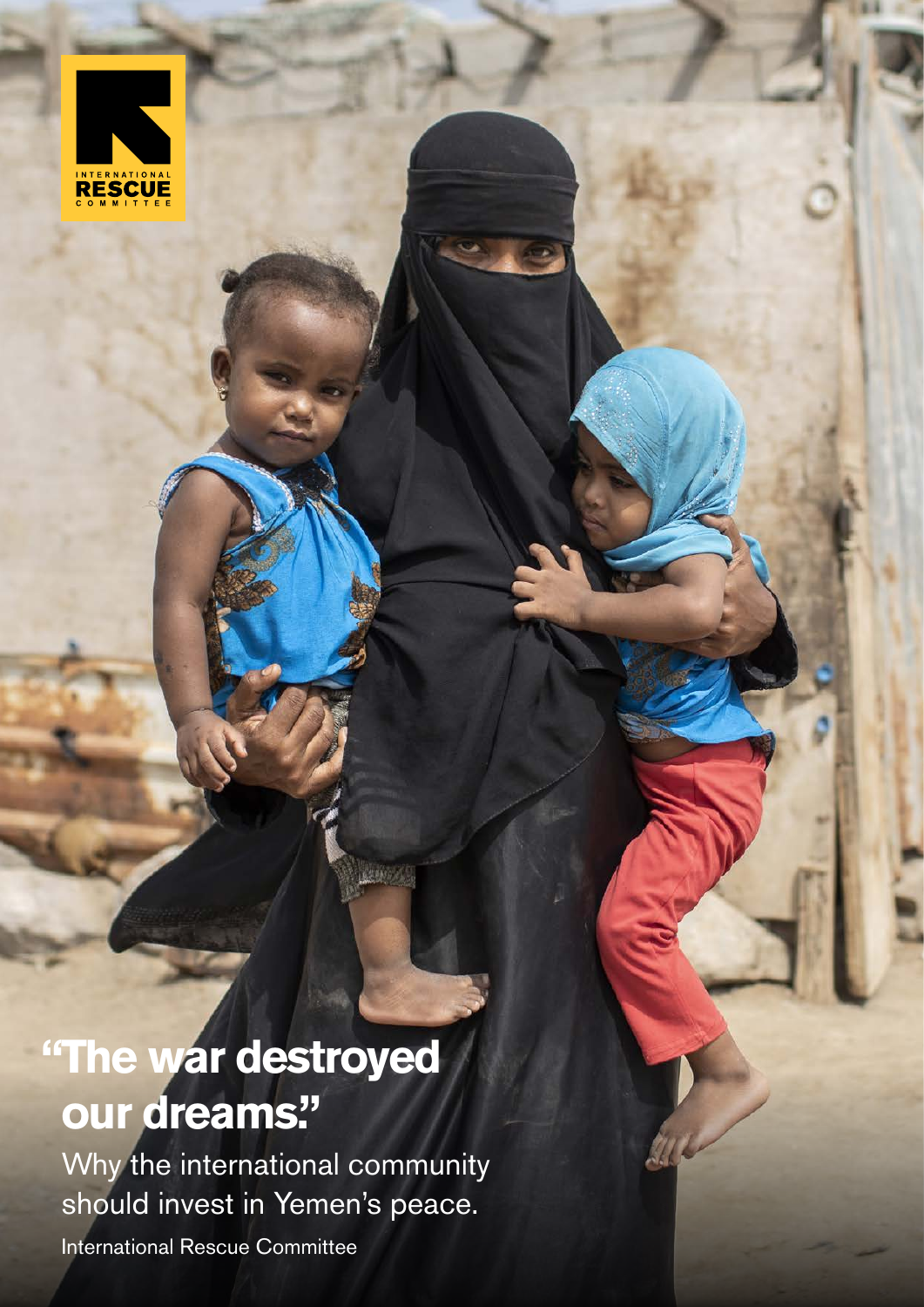INTERNATIONAL RESCUE COMMITTEE

# "The war destroyed our dreams."

Why the international community should invest in Yemen's peace.

International Rescue Committee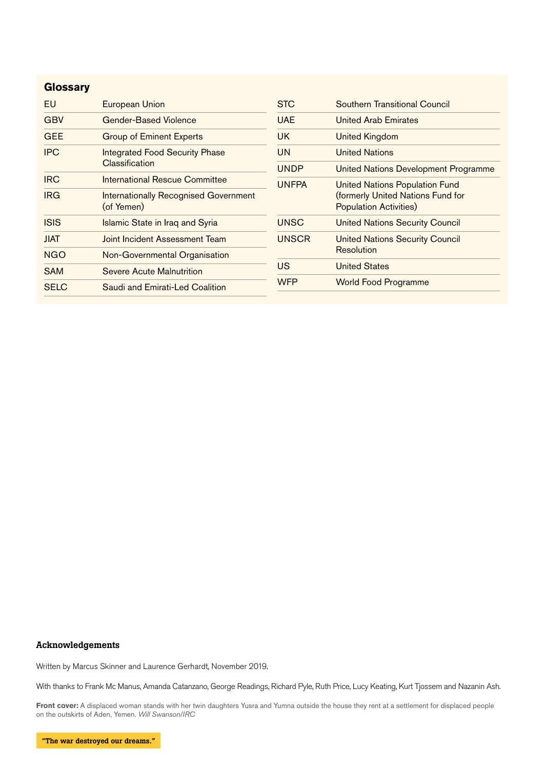## Glossary

| Abbreviation | Meaning |
| --- | --- |
| EU | European Union |
| GBV | Gender-Based Violence |
| GEE | Group of Eminent Experts |
| IPC | Integrated Food Security Phase Classification |
| IRC | International Rescue Committee |
| IRG | Internationally Recognised Government (of Yemen) |
| ISIS | Islamic State in Iraq and Syria |
| JIAT | Joint Incident Assessment Team |
| NGO | Non-Governmental Organisation |
| SAM | Severe Acute Malnutrition |
| SELC | Saudi and Emirati-Led Coalition |
| STC | Southern Transitional Council |
| UAE | United Arab Emirates |
| UK | United Kingdom |
| UN | United Nations |
| UNDP | United Nations Development Programme |
| UNFPA | United Nations Population Fund (formerly United Nations Fund for Population Activities) |
| UNSC | United Nations Security Council |
| UNSCR | United Nations Security Council Resolution |
| US | United States |
| WFP | World Food Programme |

### Acknowledgements

Written by Marcus Skinner and Laurence Gerhardt, November 2019.

With thanks to Frank Mc Manus, Amanda Catanzano, George Readings, Richard Pyle, Ruth Price, Lucy Keating, Kurt Tjossem and Nazanin Ash.

**Front cover:** A displaced woman stands with her twin daughters Yusra and Yumna outside the house they rent at a settlement for displaced people on the outskirts of Aden, Yemen. *Will Swanson/IRC*

**"The war destroyed our dreams."**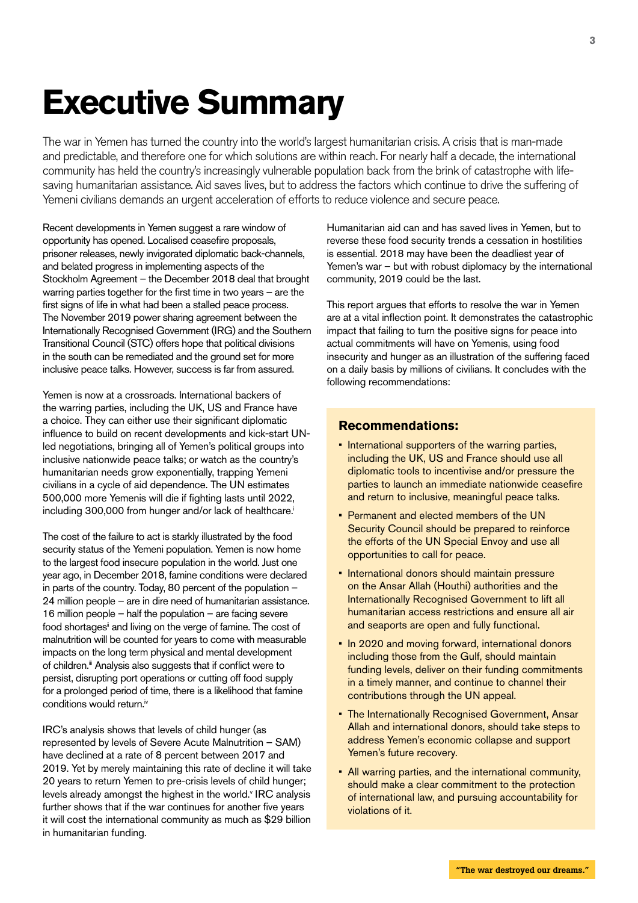# Executive Summary

The war in Yemen has turned the country into the world's largest humanitarian crisis. A crisis that is man-made and predictable, and therefore one for which solutions are within reach. For nearly half a decade, the international community has held the country's increasingly vulnerable population back from the brink of catastrophe with life-saving humanitarian assistance. Aid saves lives, but to address the factors which continue to drive the suffering of Yemeni civilians demands an urgent acceleration of efforts to reduce violence and secure peace.

Recent developments in Yemen suggest a rare window of opportunity has opened. Localised ceasefire proposals, prisoner releases, newly invigorated diplomatic back-channels, and belated progress in implementing aspects of the Stockholm Agreement – the December 2018 deal that brought warring parties together for the first time in two years – are the first signs of life in what had been a stalled peace process. The November 2019 power sharing agreement between the Internationally Recognised Government (IRG) and the Southern Transitional Council (STC) offers hope that political divisions in the south can be remediated and the ground set for more inclusive peace talks. However, success is far from assured.

Yemen is now at a crossroads. International backers of the warring parties, including the UK, US and France have a choice. They can either use their significant diplomatic influence to build on recent developments and kick-start UN-led negotiations, bringing all of Yemen's political groups into inclusive nationwide peace talks; or watch as the country's humanitarian needs grow exponentially, trapping Yemeni civilians in a cycle of aid dependence. The UN estimates 500,000 more Yemenis will die if fighting lasts until 2022, including 300,000 from hunger and/or lack of healthcare.[i]

The cost of the failure to act is starkly illustrated by the food security status of the Yemeni population. Yemen is now home to the largest food insecure population in the world. Just one year ago, in December 2018, famine conditions were declared in parts of the country. Today, 80 percent of the population – 24 million people – are in dire need of humanitarian assistance. 16 million people – half the population – are facing severe food shortages[ii] and living on the verge of famine. The cost of malnutrition will be counted for years to come with measurable impacts on the long term physical and mental development of children.[iii] Analysis also suggests that if conflict were to persist, disrupting port operations or cutting off food supply for a prolonged period of time, there is a likelihood that famine conditions would return.[iv]

IRC's analysis shows that levels of child hunger (as represented by levels of Severe Acute Malnutrition – SAM) have declined at a rate of 8 percent between 2017 and 2019. Yet by merely maintaining this rate of decline it will take 20 years to return Yemen to pre-crisis levels of child hunger; levels already amongst the highest in the world.[v] IRC analysis further shows that if the war continues for another five years it will cost the international community as much as $29 billion in humanitarian funding.

Humanitarian aid can and has saved lives in Yemen, but to reverse these food security trends a cessation in hostilities is essential. 2018 may have been the deadliest year of Yemen's war – but with robust diplomacy by the international community, 2019 could be the last.

This report argues that efforts to resolve the war in Yemen are at a vital inflection point. It demonstrates the catastrophic impact that failing to turn the positive signs for peace into actual commitments will have on Yemenis, using food insecurity and hunger as an illustration of the suffering faced on a daily basis by millions of civilians. It concludes with the following recommendations:

### Recommendations:

- International supporters of the warring parties, including the UK, US and France should use all diplomatic tools to incentivise and/or pressure the parties to launch an immediate nationwide ceasefire and return to inclusive, meaningful peace talks.
- Permanent and elected members of the UN Security Council should be prepared to reinforce the efforts of the UN Special Envoy and use all opportunities to call for peace.
- International donors should maintain pressure on the Ansar Allah (Houthi) authorities and the Internationally Recognised Government to lift all humanitarian access restrictions and ensure all air and seaports are open and fully functional.
- In 2020 and moving forward, international donors including those from the Gulf, should maintain funding levels, deliver on their funding commitments in a timely manner, and continue to channel their contributions through the UN appeal.
- The Internationally Recognised Government, Ansar Allah and international donors, should take steps to address Yemen's economic collapse and support Yemen's future recovery.
- All warring parties, and the international community, should make a clear commitment to the protection of international law, and pursuing accountability for violations of it.

**"The war destroyed our dreams."**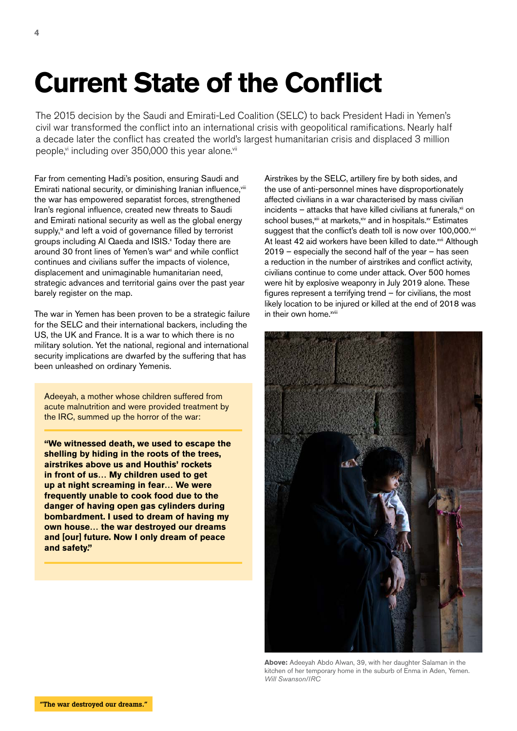# Current State of the Conflict

The 2015 decision by the Saudi and Emirati-Led Coalition (SELC) to back President Hadi in Yemen's civil war transformed the conflict into an international crisis with geopolitical ramifications. Nearly half a decade later the conflict has created the world's largest humanitarian crisis and displaced 3 million people,[vi] including over 350,000 this year alone.[vii]

Far from cementing Hadi's position, ensuring Saudi and Emirati national security, or diminishing Iranian influence,[viii] the war has empowered separatist forces, strengthened Iran's regional influence, created new threats to Saudi and Emirati national security as well as the global energy supply,[ix] and left a void of governance filled by terrorist groups including Al Qaeda and ISIS.[x] Today there are around 30 front lines of Yemen's war[xi] and while conflict continues and civilians suffer the impacts of violence, displacement and unimaginable humanitarian need, strategic advances and territorial gains over the past year barely register on the map.

The war in Yemen has been proven to be a strategic failure for the SELC and their international backers, including the US, the UK and France. It is a war to which there is no military solution. Yet the national, regional and international security implications are dwarfed by the suffering that has been unleashed on ordinary Yemenis.

Adeeyah, a mother whose children suffered from acute malnutrition and were provided treatment by the IRC, summed up the horror of the war:

**"We witnessed death, we used to escape the shelling by hiding in the roots of the trees, airstrikes above us and Houthis' rockets in front of us… My children used to get up at night screaming in fear… We were frequently unable to cook food due to the danger of having open gas cylinders during bombardment. I used to dream of having my own house… the war destroyed our dreams and [our] future. Now I only dream of peace and safety."**

Airstrikes by the SELC, artillery fire by both sides, and the use of anti-personnel mines have disproportionately affected civilians in a war characterised by mass civilian incidents – attacks that have killed civilians at funerals,[xii] on school buses,[xiii] at markets,[xiv] and in hospitals.[xv] Estimates suggest that the conflict's death toll is now over 100,000.[xvi] At least 42 aid workers have been killed to date.[xvii] Although 2019 – especially the second half of the year – has seen a reduction in the number of airstrikes and conflict activity, civilians continue to come under attack. Over 500 homes were hit by explosive weaponry in July 2019 alone. These figures represent a terrifying trend – for civilians, the most likely location to be injured or killed at the end of 2018 was in their own home.[xviii]

**Above:** Adeeyah Abdo Alwan, 39, with her daughter Salaman in the kitchen of her temporary home in the suburb of Enma in Aden, Yemen. *Will Swanson/IRC*

"The war destroyed our dreams."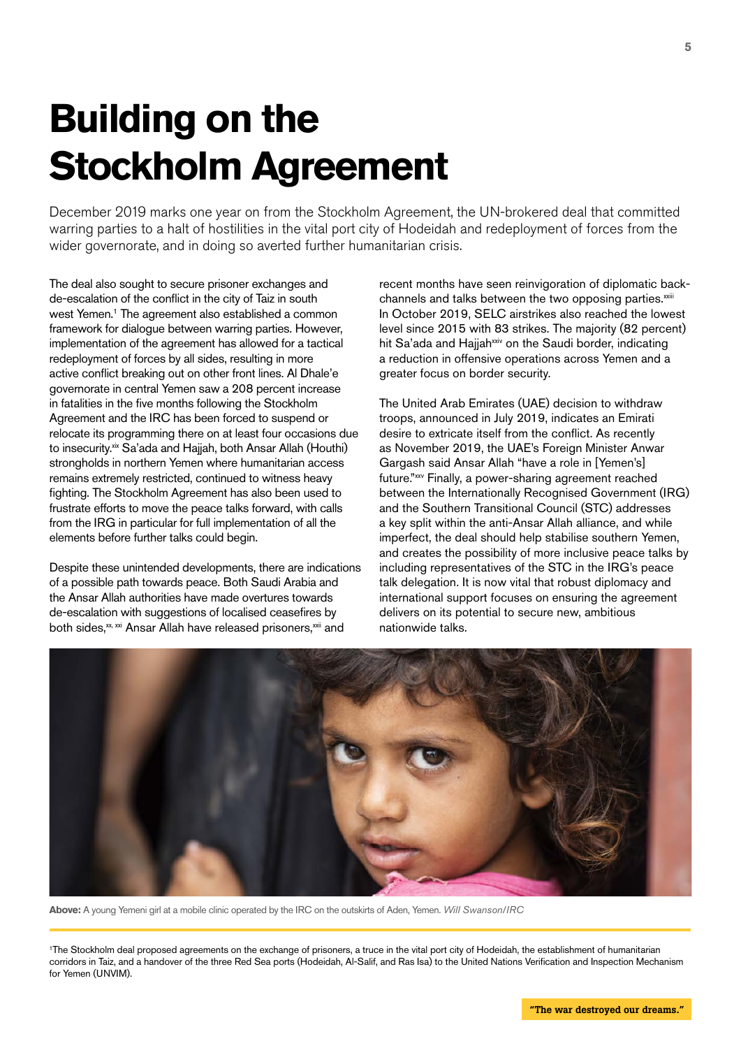# Building on the Stockholm Agreement

December 2019 marks one year on from the Stockholm Agreement, the UN-brokered deal that committed warring parties to a halt of hostilities in the vital port city of Hodeidah and redeployment of forces from the wider governorate, and in doing so averted further humanitarian crisis.

The deal also sought to secure prisoner exchanges and de-escalation of the conflict in the city of Taiz in south west Yemen.[1] The agreement also established a common framework for dialogue between warring parties. However, implementation of the agreement has allowed for a tactical redeployment of forces by all sides, resulting in more active conflict breaking out on other front lines. Al Dhale'e governorate in central Yemen saw a 208 percent increase in fatalities in the five months following the Stockholm Agreement and the IRC has been forced to suspend or relocate its programming there on at least four occasions due to insecurity.[xix] Sa'ada and Hajjah, both Ansar Allah (Houthi) strongholds in northern Yemen where humanitarian access remains extremely restricted, continued to witness heavy fighting. The Stockholm Agreement has also been used to frustrate efforts to move the peace talks forward, with calls from the IRG in particular for full implementation of all the elements before further talks could begin.

Despite these unintended developments, there are indications of a possible path towards peace. Both Saudi Arabia and the Ansar Allah authorities have made overtures towards de-escalation with suggestions of localised ceasefires by both sides,[xx, xxi] Ansar Allah have released prisoners,[xxii] and recent months have seen reinvigoration of diplomatic back-channels and talks between the two opposing parties.[xxiii] In October 2019, SELC airstrikes also reached the lowest level since 2015 with 83 strikes. The majority (82 percent) hit Sa'ada and Hajjah[xxiv] on the Saudi border, indicating a reduction in offensive operations across Yemen and a greater focus on border security.

The United Arab Emirates (UAE) decision to withdraw troops, announced in July 2019, indicates an Emirati desire to extricate itself from the conflict. As recently as November 2019, the UAE's Foreign Minister Anwar Gargash said Ansar Allah "have a role in [Yemen's] future."[xxv] Finally, a power-sharing agreement reached between the Internationally Recognised Government (IRG) and the Southern Transitional Council (STC) addresses a key split within the anti-Ansar Allah alliance, and while imperfect, the deal should help stabilise southern Yemen, and creates the possibility of more inclusive peace talks by including representatives of the STC in the IRG's peace talk delegation. It is now vital that robust diplomacy and international support focuses on ensuring the agreement delivers on its potential to secure new, ambitious nationwide talks.

**Above:** A young Yemeni girl at a mobile clinic operated by the IRC on the outskirts of Aden, Yemen. *Will Swanson/IRC*

[1] The Stockholm deal proposed agreements on the exchange of prisoners, a truce in the vital port city of Hodeidah, the establishment of humanitarian corridors in Taiz, and a handover of the three Red Sea ports (Hodeidah, Al-Salif, and Ras Isa) to the United Nations Verification and Inspection Mechanism for Yemen (UNVIM).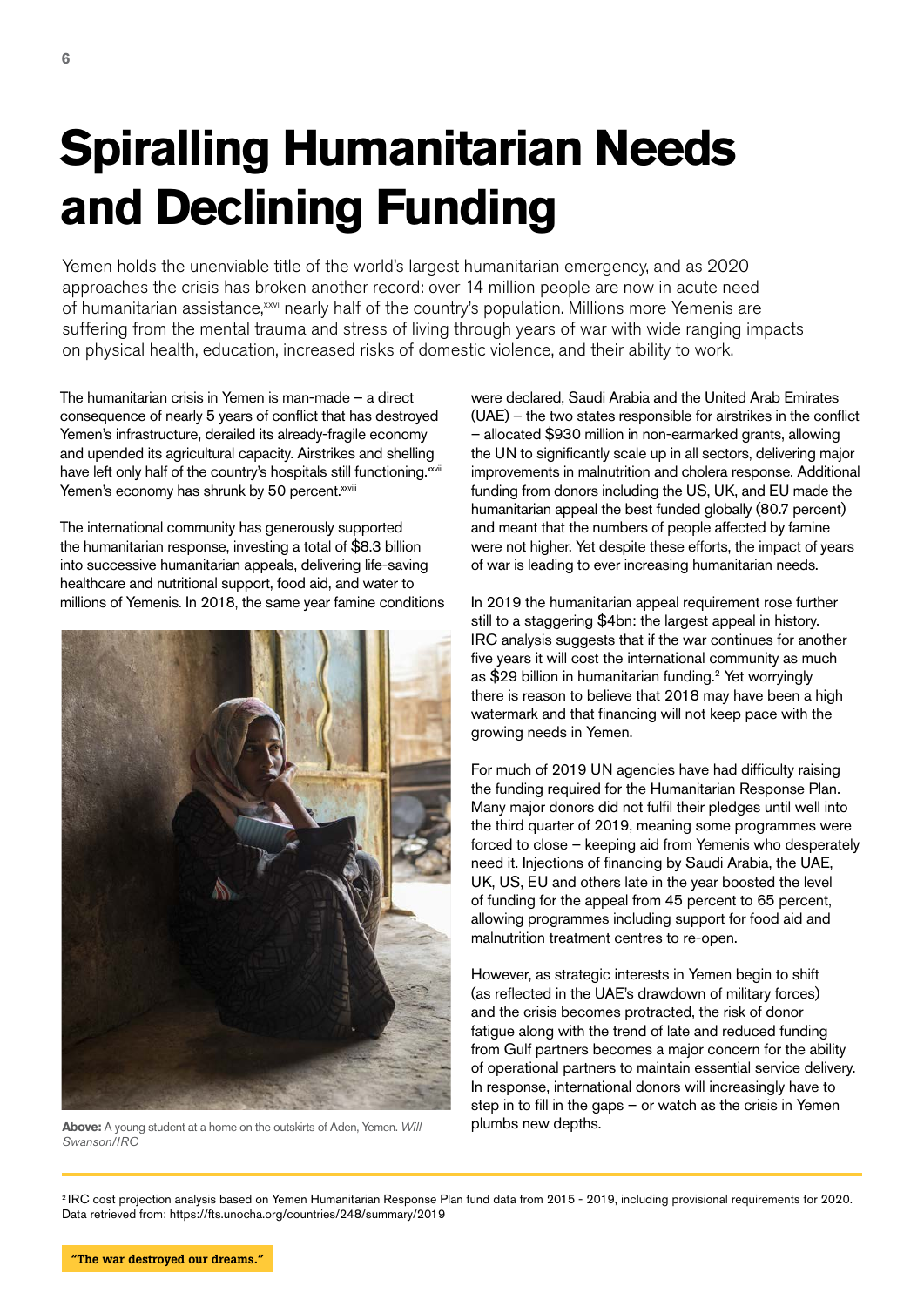# Spiralling Humanitarian Needs and Declining Funding

Yemen holds the unenviable title of the world's largest humanitarian emergency, and as 2020 approaches the crisis has broken another record: over 14 million people are now in acute need of humanitarian assistance,[xxvi] nearly half of the country's population. Millions more Yemenis are suffering from the mental trauma and stress of living through years of war with wide ranging impacts on physical health, education, increased risks of domestic violence, and their ability to work.

The humanitarian crisis in Yemen is man-made – a direct consequence of nearly 5 years of conflict that has destroyed Yemen's infrastructure, derailed its already-fragile economy and upended its agricultural capacity. Airstrikes and shelling have left only half of the country's hospitals still functioning.[xxvii] Yemen's economy has shrunk by 50 percent.[xxviii]

The international community has generously supported the humanitarian response, investing a total of $8.3 billion into successive humanitarian appeals, delivering life-saving healthcare and nutritional support, food aid, and water to millions of Yemenis. In 2018, the same year famine conditions were declared, Saudi Arabia and the United Arab Emirates (UAE) – the two states responsible for airstrikes in the conflict – allocated $930 million in non-earmarked grants, allowing the UN to significantly scale up in all sectors, delivering major improvements in malnutrition and cholera response. Additional funding from donors including the US, UK, and EU made the humanitarian appeal the best funded globally (80.7 percent) and meant that the numbers of people affected by famine were not higher. Yet despite these efforts, the impact of years of war is leading to ever increasing humanitarian needs.

**Above:** A young student at a home on the outskirts of Aden, Yemen. *Will Swanson/IRC*

In 2019 the humanitarian appeal requirement rose further still to a staggering $4bn: the largest appeal in history. IRC analysis suggests that if the war continues for another five years it will cost the international community as much as $29 billion in humanitarian funding.[2] Yet worryingly there is reason to believe that 2018 may have been a high watermark and that financing will not keep pace with the growing needs in Yemen.

For much of 2019 UN agencies have had difficulty raising the funding required for the Humanitarian Response Plan. Many major donors did not fulfil their pledges until well into the third quarter of 2019, meaning some programmes were forced to close – keeping aid from Yemenis who desperately need it. Injections of financing by Saudi Arabia, the UAE, UK, US, EU and others late in the year boosted the level of funding for the appeal from 45 percent to 65 percent, allowing programmes including support for food aid and malnutrition treatment centres to re-open.

However, as strategic interests in Yemen begin to shift (as reflected in the UAE's drawdown of military forces) and the crisis becomes protracted, the risk of donor fatigue along with the trend of late and reduced funding from Gulf partners becomes a major concern for the ability of operational partners to maintain essential service delivery. In response, international donors will increasingly have to step in to fill in the gaps – or watch as the crisis in Yemen plumbs new depths.

[2] IRC cost projection analysis based on Yemen Humanitarian Response Plan fund data from 2015 - 2019, including provisional requirements for 2020. Data retrieved from: https://fts.unocha.org/countries/248/summary/2019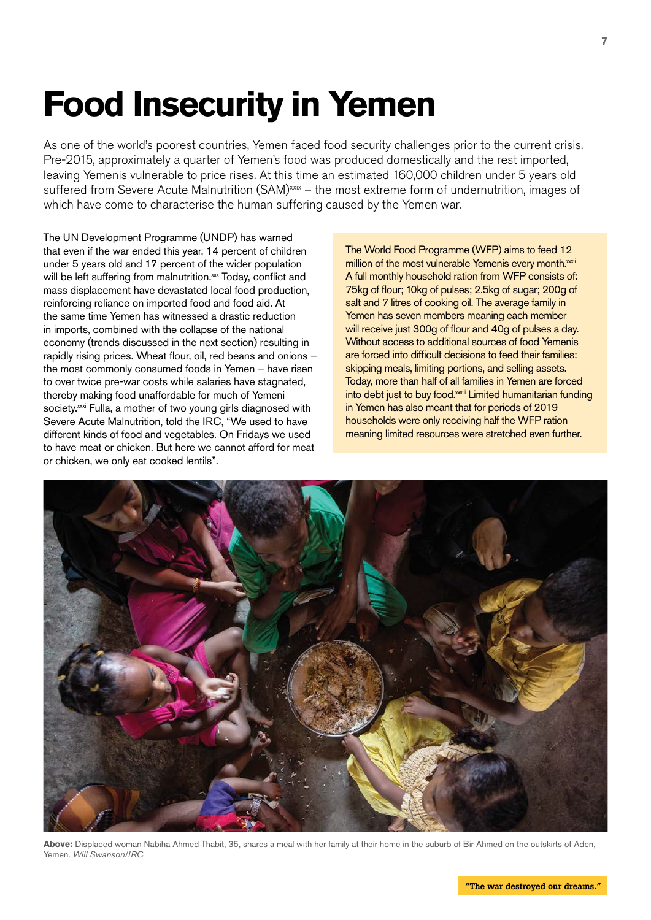# Food Insecurity in Yemen

As one of the world's poorest countries, Yemen faced food security challenges prior to the current crisis. Pre-2015, approximately a quarter of Yemen's food was produced domestically and the rest imported, leaving Yemenis vulnerable to price rises. At this time an estimated 160,000 children under 5 years old suffered from Severe Acute Malnutrition (SAM)[xxix] – the most extreme form of undernutrition, images of which have come to characterise the human suffering caused by the Yemen war.

The UN Development Programme (UNDP) has warned that even if the war ended this year, 14 percent of children under 5 years old and 17 percent of the wider population will be left suffering from malnutrition.[xxx] Today, conflict and mass displacement have devastated local food production, reinforcing reliance on imported food and food aid. At the same time Yemen has witnessed a drastic reduction in imports, combined with the collapse of the national economy (trends discussed in the next section) resulting in rapidly rising prices. Wheat flour, oil, red beans and onions – the most commonly consumed foods in Yemen – have risen to over twice pre-war costs while salaries have stagnated, thereby making food unaffordable for much of Yemeni society.[xxxi] Fulla, a mother of two young girls diagnosed with Severe Acute Malnutrition, told the IRC, "We used to have different kinds of food and vegetables. On Fridays we used to have meat or chicken. But here we cannot afford for meat or chicken, we only eat cooked lentils".

The World Food Programme (WFP) aims to feed 12 million of the most vulnerable Yemenis every month.[xxxii] A full monthly household ration from WFP consists of: 75kg of flour; 10kg of pulses; 2.5kg of sugar; 200g of salt and 7 litres of cooking oil. The average family in Yemen has seven members meaning each member will receive just 300g of flour and 40g of pulses a day. Without access to additional sources of food Yemenis are forced into difficult decisions to feed their families: skipping meals, limiting portions, and selling assets. Today, more than half of all families in Yemen are forced into debt just to buy food.[xxxiii] Limited humanitarian funding in Yemen has also meant that for periods of 2019 households were only receiving half the WFP ration meaning limited resources were stretched even further.

**Above:** Displaced woman Nabiha Ahmed Thabit, 35, shares a meal with her family at their home in the suburb of Bir Ahmed on the outskirts of Aden, Yemen. *Will Swanson/IRC*

**"The war destroyed our dreams."**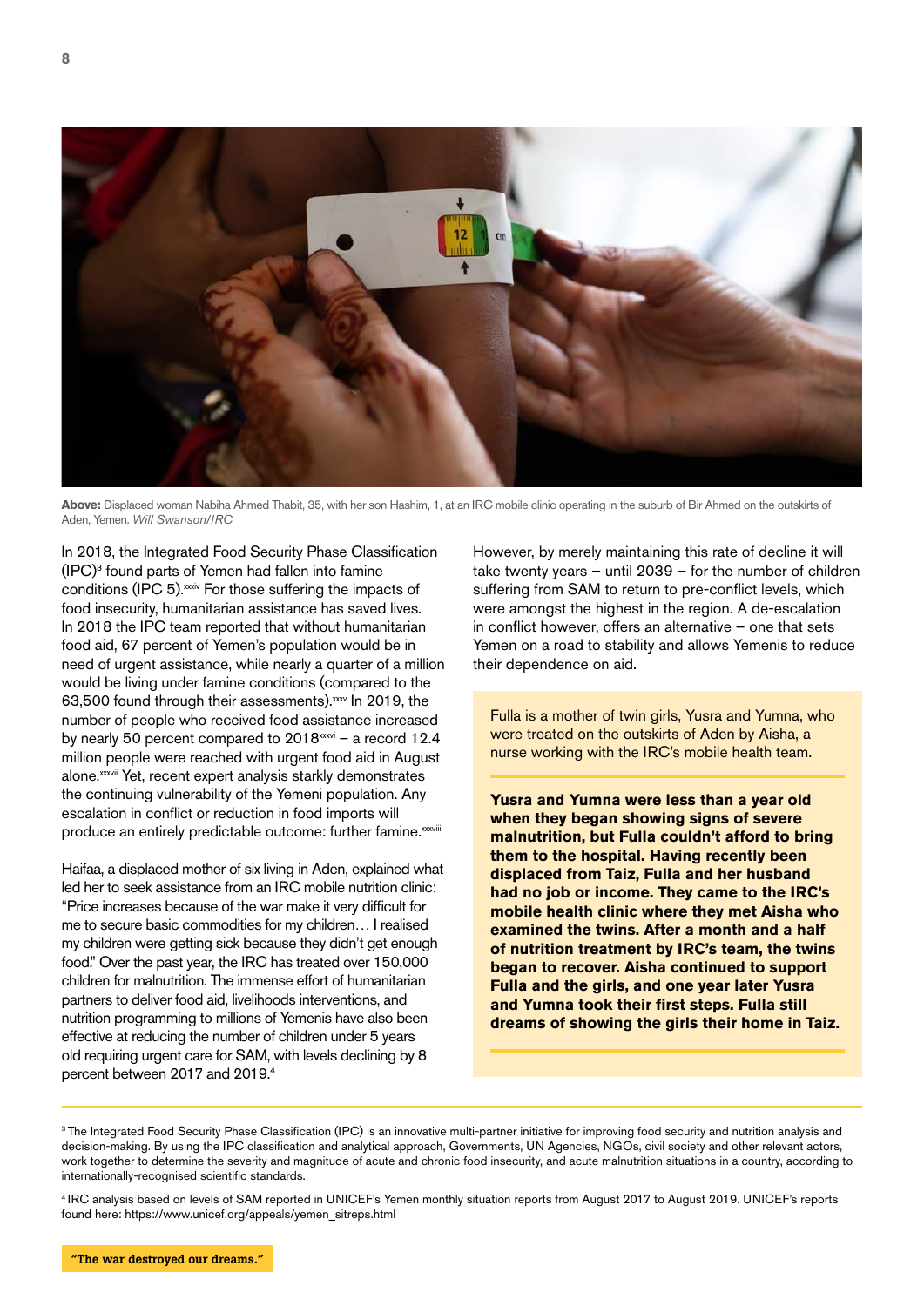**Above:** Displaced woman Nabiha Ahmed Thabit, 35, with her son Hashim, 1, at an IRC mobile clinic operating in the suburb of Bir Ahmed on the outskirts of Aden, Yemen. *Will Swanson/IRC*

In 2018, the Integrated Food Security Phase Classification (IPC)[3] found parts of Yemen had fallen into famine conditions (IPC 5).[xxxiv] For those suffering the impacts of food insecurity, humanitarian assistance has saved lives. In 2018 the IPC team reported that without humanitarian food aid, 67 percent of Yemen's population would be in need of urgent assistance, while nearly a quarter of a million would be living under famine conditions (compared to the 63,500 found through their assessments).[xxxv] In 2019, the number of people who received food assistance increased by nearly 50 percent compared to 2018[xxxvi] – a record 12.4 million people were reached with urgent food aid in August alone.[xxxvii] Yet, recent expert analysis starkly demonstrates the continuing vulnerability of the Yemeni population. Any escalation in conflict or reduction in food imports will produce an entirely predictable outcome: further famine.[xxxviii]

Haifaa, a displaced mother of six living in Aden, explained what led her to seek assistance from an IRC mobile nutrition clinic: "Price increases because of the war make it very difficult for me to secure basic commodities for my children… I realised my children were getting sick because they didn't get enough food." Over the past year, the IRC has treated over 150,000 children for malnutrition. The immense effort of humanitarian partners to deliver food aid, livelihoods interventions, and nutrition programming to millions of Yemenis have also been effective at reducing the number of children under 5 years old requiring urgent care for SAM, with levels declining by 8 percent between 2017 and 2019.[4]

However, by merely maintaining this rate of decline it will take twenty years – until 2039 – for the number of children suffering from SAM to return to pre-conflict levels, which were amongst the highest in the region. A de-escalation in conflict however, offers an alternative – one that sets Yemen on a road to stability and allows Yemenis to reduce their dependence on aid.

Fulla is a mother of twin girls, Yusra and Yumna, who were treated on the outskirts of Aden by Aisha, a nurse working with the IRC's mobile health team.

**Yusra and Yumna were less than a year old when they began showing signs of severe malnutrition, but Fulla couldn't afford to bring them to the hospital. Having recently been displaced from Taiz, Fulla and her husband had no job or income. They came to the IRC's mobile health clinic where they met Aisha who examined the twins. After a month and a half of nutrition treatment by IRC's team, the twins began to recover. Aisha continued to support Fulla and the girls, and one year later Yusra and Yumna took their first steps. Fulla still dreams of showing the girls their home in Taiz.**

[3] The Integrated Food Security Phase Classification (IPC) is an innovative multi-partner initiative for improving food security and nutrition analysis and decision-making. By using the IPC classification and analytical approach, Governments, UN Agencies, NGOs, civil society and other relevant actors, work together to determine the severity and magnitude of acute and chronic food insecurity, and acute malnutrition situations in a country, according to internationally-recognised scientific standards.

[4] IRC analysis based on levels of SAM reported in UNICEF's Yemen monthly situation reports from August 2017 to August 2019. UNICEF's reports found here: https://www.unicef.org/appeals/yemen_sitreps.html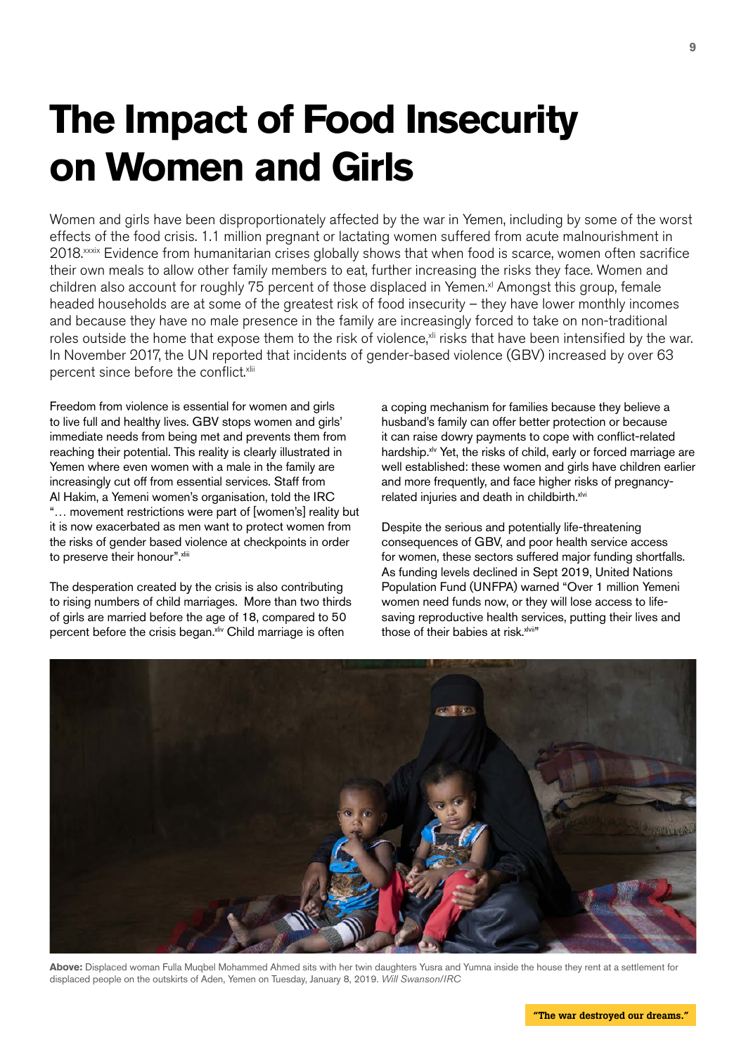# The Impact of Food Insecurity on Women and Girls

Women and girls have been disproportionately affected by the war in Yemen, including by some of the worst effects of the food crisis. 1.1 million pregnant or lactating women suffered from acute malnourishment in 2018.[xxxix] Evidence from humanitarian crises globally shows that when food is scarce, women often sacrifice their own meals to allow other family members to eat, further increasing the risks they face. Women and children also account for roughly 75 percent of those displaced in Yemen.[xl] Amongst this group, female headed households are at some of the greatest risk of food insecurity – they have lower monthly incomes and because they have no male presence in the family are increasingly forced to take on non-traditional roles outside the home that expose them to the risk of violence,[xli] risks that have been intensified by the war. In November 2017, the UN reported that incidents of gender-based violence (GBV) increased by over 63 percent since before the conflict.[xlii]

Freedom from violence is essential for women and girls to live full and healthy lives. GBV stops women and girls' immediate needs from being met and prevents them from reaching their potential. This reality is clearly illustrated in Yemen where even women with a male in the family are increasingly cut off from essential services. Staff from Al Hakim, a Yemeni women's organisation, told the IRC "… movement restrictions were part of [women's] reality but it is now exacerbated as men want to protect women from the risks of gender based violence at checkpoints in order to preserve their honour".[xliii]

The desperation created by the crisis is also contributing to rising numbers of child marriages. More than two thirds of girls are married before the age of 18, compared to 50 percent before the crisis began.[xliv] Child marriage is often a coping mechanism for families because they believe a husband's family can offer better protection or because it can raise dowry payments to cope with conflict-related hardship.[xlv] Yet, the risks of child, early or forced marriage are well established: these women and girls have children earlier and more frequently, and face higher risks of pregnancy-related injuries and death in childbirth.[xlvi]

Despite the serious and potentially life-threatening consequences of GBV, and poor health service access for women, these sectors suffered major funding shortfalls. As funding levels declined in Sept 2019, United Nations Population Fund (UNFPA) warned "Over 1 million Yemeni women need funds now, or they will lose access to life-saving reproductive health services, putting their lives and those of their babies at risk.[xlvii]"

**Above:** Displaced woman Fulla Muqbel Mohammed Ahmed sits with her twin daughters Yusra and Yumna inside the house they rent at a settlement for displaced people on the outskirts of Aden, Yemen on Tuesday, January 8, 2019. *Will Swanson/IRC*

**"The war destroyed our dreams."**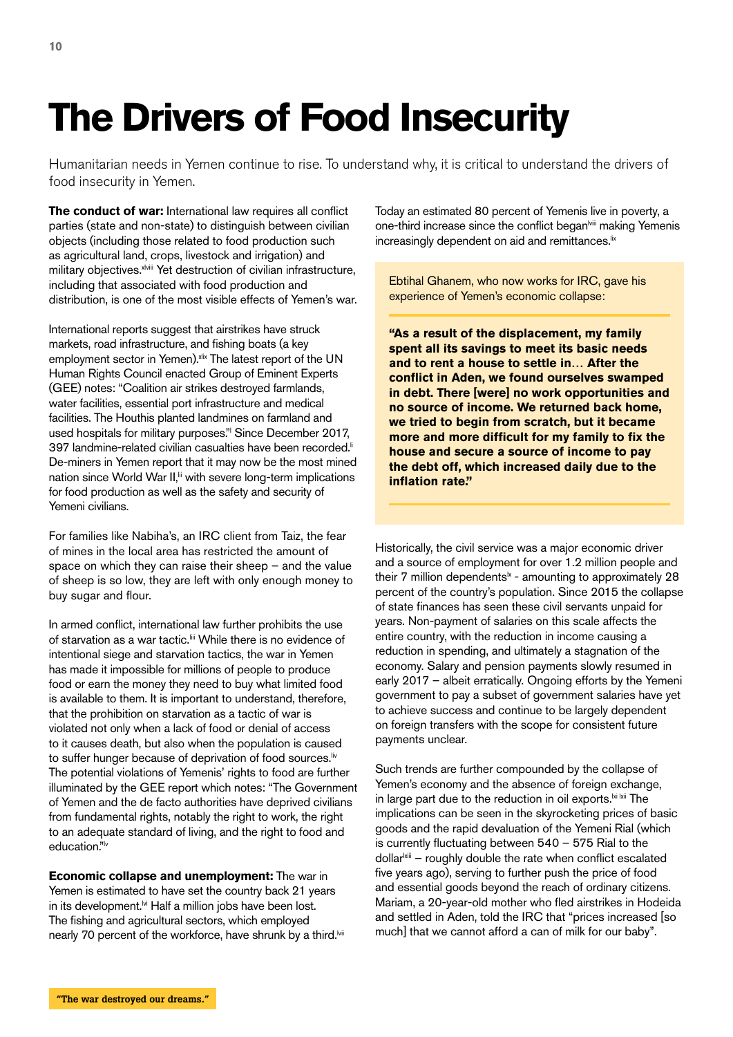# The Drivers of Food Insecurity

Humanitarian needs in Yemen continue to rise. To understand why, it is critical to understand the drivers of food insecurity in Yemen.

**The conduct of war:** International law requires all conflict parties (state and non-state) to distinguish between civilian objects (including those related to food production such as agricultural land, crops, livestock and irrigation) and military objectives.[xlviii] Yet destruction of civilian infrastructure, including that associated with food production and distribution, is one of the most visible effects of Yemen's war.

International reports suggest that airstrikes have struck markets, road infrastructure, and fishing boats (a key employment sector in Yemen).[xlix] The latest report of the UN Human Rights Council enacted Group of Eminent Experts (GEE) notes: "Coalition air strikes destroyed farmlands, water facilities, essential port infrastructure and medical facilities. The Houthis planted landmines on farmland and used hospitals for military purposes."[l] Since December 2017, 397 landmine-related civilian casualties have been recorded.[li] De-miners in Yemen report that it may now be the most mined nation since World War II,[lii] with severe long-term implications for food production as well as the safety and security of Yemeni civilians.

For families like Nabiha's, an IRC client from Taiz, the fear of mines in the local area has restricted the amount of space on which they can raise their sheep – and the value of sheep is so low, they are left with only enough money to buy sugar and flour.

In armed conflict, international law further prohibits the use of starvation as a war tactic.[liii] While there is no evidence of intentional siege and starvation tactics, the war in Yemen has made it impossible for millions of people to produce food or earn the money they need to buy what limited food is available to them. It is important to understand, therefore, that the prohibition on starvation as a tactic of war is violated not only when a lack of food or denial of access to it causes death, but also when the population is caused to suffer hunger because of deprivation of food sources.[liv] The potential violations of Yemenis' rights to food are further illuminated by the GEE report which notes: "The Government of Yemen and the de facto authorities have deprived civilians from fundamental rights, notably the right to work, the right to an adequate standard of living, and the right to food and education."[lv]

**Economic collapse and unemployment:** The war in Yemen is estimated to have set the country back 21 years in its development.[lvi] Half a million jobs have been lost. The fishing and agricultural sectors, which employed nearly 70 percent of the workforce, have shrunk by a third.[lvii] Today an estimated 80 percent of Yemenis live in poverty, a one-third increase since the conflict began[lviii] making Yemenis increasingly dependent on aid and remittances.[lix]

Ebtihal Ghanem, who now works for IRC, gave his experience of Yemen's economic collapse:

> **"As a result of the displacement, my family spent all its savings to meet its basic needs and to rent a house to settle in… After the conflict in Aden, we found ourselves swamped in debt. There [were] no work opportunities and no source of income. We returned back home, we tried to begin from scratch, but it became more and more difficult for my family to fix the house and secure a source of income to pay the debt off, which increased daily due to the inflation rate."**

Historically, the civil service was a major economic driver and a source of employment for over 1.2 million people and their 7 million dependents[lx] - amounting to approximately 28 percent of the country's population. Since 2015 the collapse of state finances has seen these civil servants unpaid for years. Non-payment of salaries on this scale affects the entire country, with the reduction in income causing a reduction in spending, and ultimately a stagnation of the economy. Salary and pension payments slowly resumed in early 2017 – albeit erratically. Ongoing efforts by the Yemeni government to pay a subset of government salaries have yet to achieve success and continue to be largely dependent on foreign transfers with the scope for consistent future payments unclear.

Such trends are further compounded by the collapse of Yemen's economy and the absence of foreign exchange, in large part due to the reduction in oil exports.[lxi lxii] The implications can be seen in the skyrocketing prices of basic goods and the rapid devaluation of the Yemeni Rial (which is currently fluctuating between 540 – 575 Rial to the dollar[lxiii] – roughly double the rate when conflict escalated five years ago), serving to further push the price of food and essential goods beyond the reach of ordinary citizens. Mariam, a 20-year-old mother who fled airstrikes in Hodeida and settled in Aden, told the IRC that "prices increased [so much] that we cannot afford a can of milk for our baby".

"The war destroyed our dreams."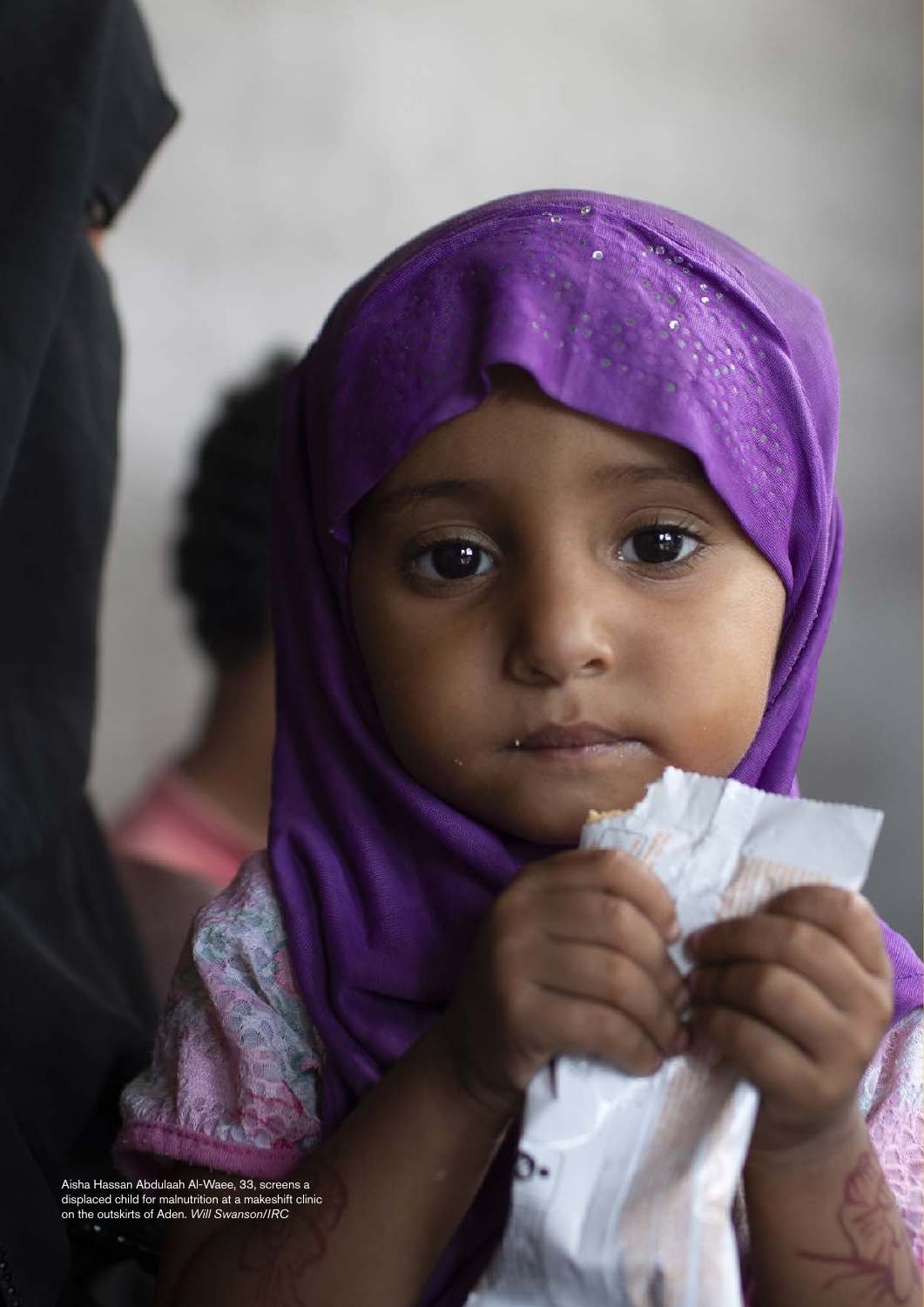Aisha Hassan Abdulaah Al-Waee, 33, screens a displaced child for malnutrition at a makeshift clinic on the outskirts of Aden. *Will Swanson/IRC*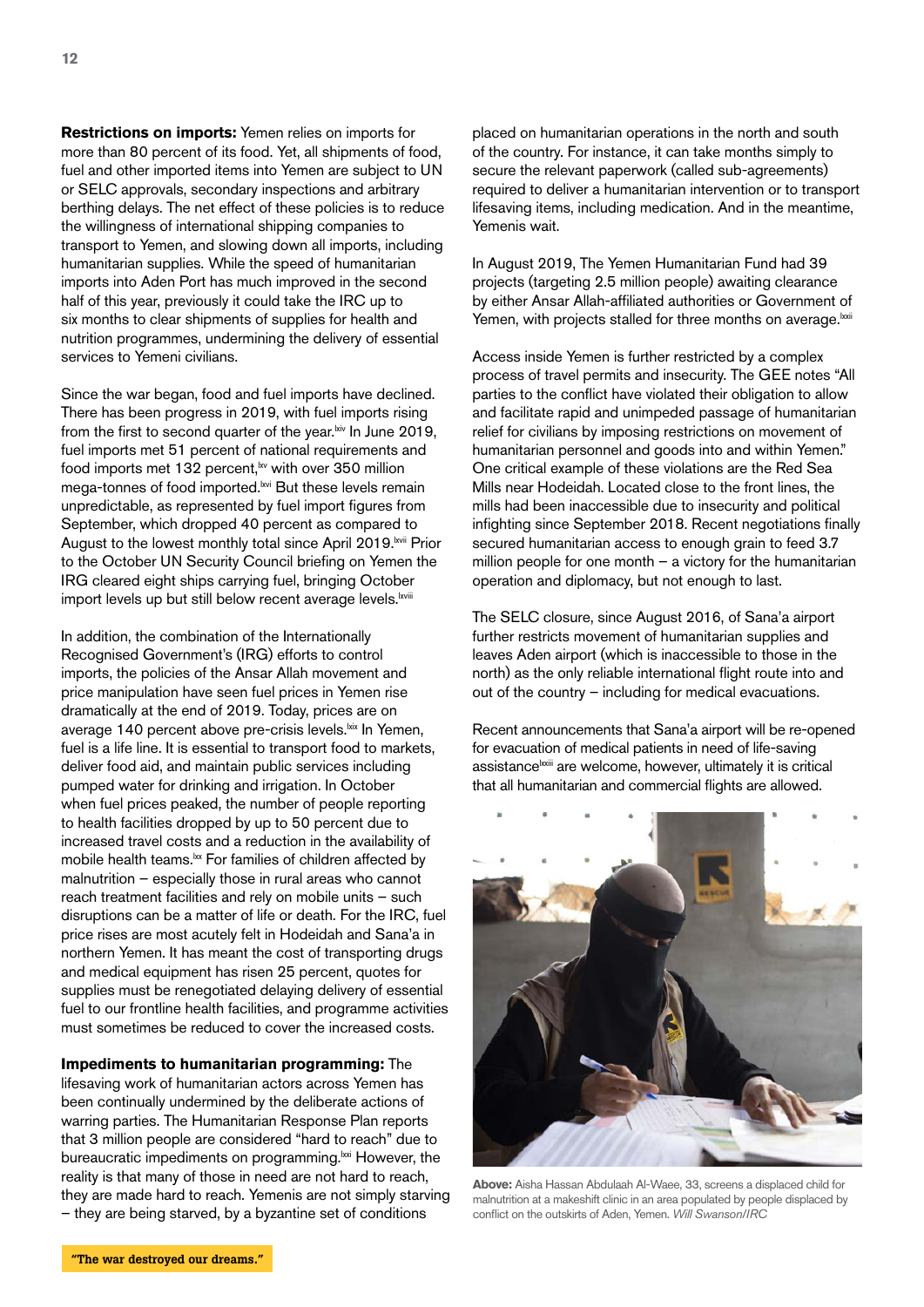**Restrictions on imports:** Yemen relies on imports for more than 80 percent of its food. Yet, all shipments of food, fuel and other imported items into Yemen are subject to UN or SELC approvals, secondary inspections and arbitrary berthing delays. The net effect of these policies is to reduce the willingness of international shipping companies to transport to Yemen, and slowing down all imports, including humanitarian supplies. While the speed of humanitarian imports into Aden Port has much improved in the second half of this year, previously it could take the IRC up to six months to clear shipments of supplies for health and nutrition programmes, undermining the delivery of essential services to Yemeni civilians.

Since the war began, food and fuel imports have declined. There has been progress in 2019, with fuel imports rising from the first to second quarter of the year.[lxiv] In June 2019, fuel imports met 51 percent of national requirements and food imports met 132 percent,[lxv] with over 350 million mega-tonnes of food imported.[lxvi] But these levels remain unpredictable, as represented by fuel import figures from September, which dropped 40 percent as compared to August to the lowest monthly total since April 2019.[lxvii] Prior to the October UN Security Council briefing on Yemen the IRG cleared eight ships carrying fuel, bringing October import levels up but still below recent average levels.[lxviii]

In addition, the combination of the Internationally Recognised Government's (IRG) efforts to control imports, the policies of the Ansar Allah movement and price manipulation have seen fuel prices in Yemen rise dramatically at the end of 2019. Today, prices are on average 140 percent above pre-crisis levels.[lxix] In Yemen, fuel is a life line. It is essential to transport food to markets, deliver food aid, and maintain public services including pumped water for drinking and irrigation. In October when fuel prices peaked, the number of people reporting to health facilities dropped by up to 50 percent due to increased travel costs and a reduction in the availability of mobile health teams.[lxx] For families of children affected by malnutrition – especially those in rural areas who cannot reach treatment facilities and rely on mobile units – such disruptions can be a matter of life or death. For the IRC, fuel price rises are most acutely felt in Hodeidah and Sana'a in northern Yemen. It has meant the cost of transporting drugs and medical equipment has risen 25 percent, quotes for supplies must be renegotiated delaying delivery of essential fuel to our frontline health facilities, and programme activities must sometimes be reduced to cover the increased costs.

**Impediments to humanitarian programming:** The lifesaving work of humanitarian actors across Yemen has been continually undermined by the deliberate actions of warring parties. The Humanitarian Response Plan reports that 3 million people are considered "hard to reach" due to bureaucratic impediments on programming.[lxxi] However, the reality is that many of those in need are not hard to reach, they are made hard to reach. Yemenis are not simply starving – they are being starved, by a byzantine set of conditions placed on humanitarian operations in the north and south of the country. For instance, it can take months simply to secure the relevant paperwork (called sub-agreements) required to deliver a humanitarian intervention or to transport lifesaving items, including medication. And in the meantime, Yemenis wait.

In August 2019, The Yemen Humanitarian Fund had 39 projects (targeting 2.5 million people) awaiting clearance by either Ansar Allah-affiliated authorities or Government of Yemen, with projects stalled for three months on average.[lxxii]

Access inside Yemen is further restricted by a complex process of travel permits and insecurity. The GEE notes "All parties to the conflict have violated their obligation to allow and facilitate rapid and unimpeded passage of humanitarian relief for civilians by imposing restrictions on movement of humanitarian personnel and goods into and within Yemen." One critical example of these violations are the Red Sea Mills near Hodeidah. Located close to the front lines, the mills had been inaccessible due to insecurity and political infighting since September 2018. Recent negotiations finally secured humanitarian access to enough grain to feed 3.7 million people for one month – a victory for the humanitarian operation and diplomacy, but not enough to last.

The SELC closure, since August 2016, of Sana'a airport further restricts movement of humanitarian supplies and leaves Aden airport (which is inaccessible to those in the north) as the only reliable international flight route into and out of the country – including for medical evacuations.

Recent announcements that Sana'a airport will be re-opened for evacuation of medical patients in need of life-saving assistance[lxxiii] are welcome, however, ultimately it is critical that all humanitarian and commercial flights are allowed.

**Above:** Aisha Hassan Abdulaah Al-Waee, 33, screens a displaced child for malnutrition at a makeshift clinic in an area populated by people displaced by conflict on the outskirts of Aden, Yemen. *Will Swanson/IRC*

"The war destroyed our dreams."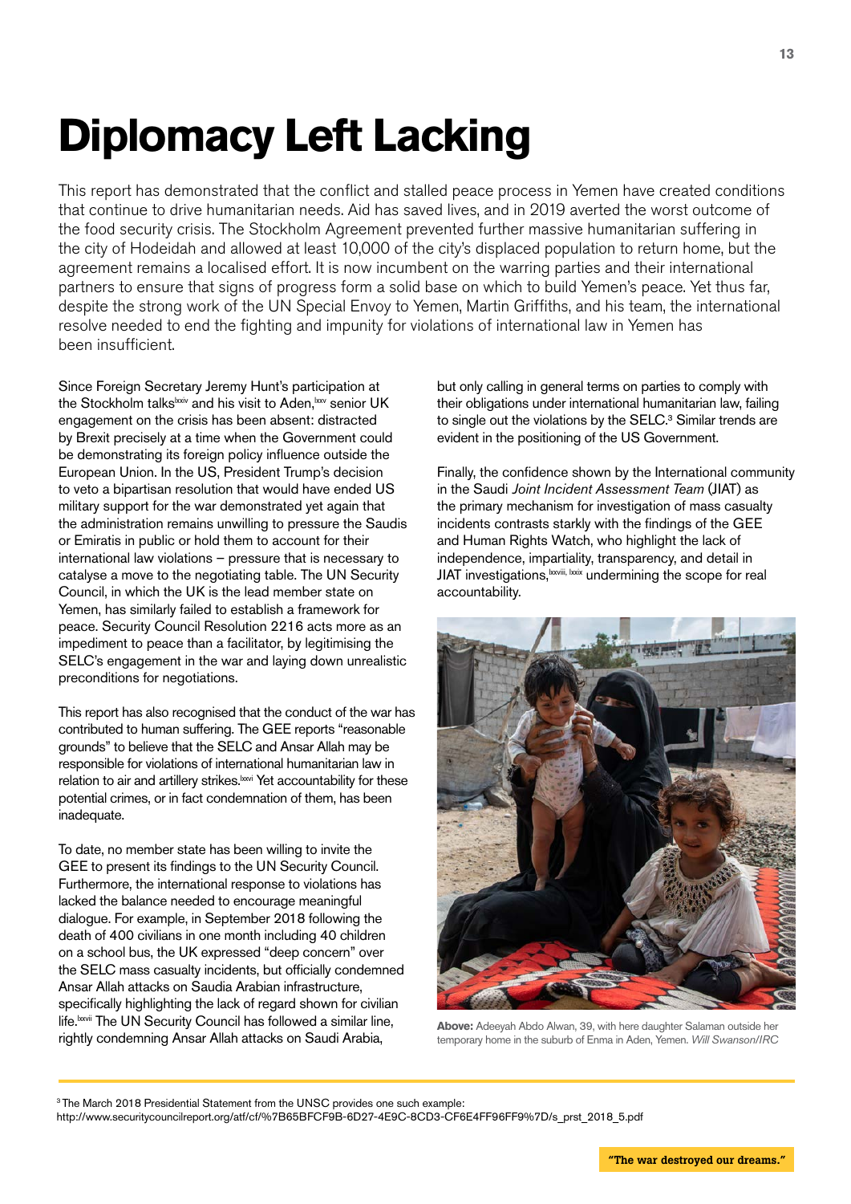# Diplomacy Left Lacking

This report has demonstrated that the conflict and stalled peace process in Yemen have created conditions that continue to drive humanitarian needs. Aid has saved lives, and in 2019 averted the worst outcome of the food security crisis. The Stockholm Agreement prevented further massive humanitarian suffering in the city of Hodeidah and allowed at least 10,000 of the city's displaced population to return home, but the agreement remains a localised effort. It is now incumbent on the warring parties and their international partners to ensure that signs of progress form a solid base on which to build Yemen's peace. Yet thus far, despite the strong work of the UN Special Envoy to Yemen, Martin Griffiths, and his team, the international resolve needed to end the fighting and impunity for violations of international law in Yemen has been insufficient.

Since Foreign Secretary Jeremy Hunt's participation at the Stockholm talks[lxxiv] and his visit to Aden,[lxxv] senior UK engagement on the crisis has been absent: distracted by Brexit precisely at a time when the Government could be demonstrating its foreign policy influence outside the European Union. In the US, President Trump's decision to veto a bipartisan resolution that would have ended US military support for the war demonstrated yet again that the administration remains unwilling to pressure the Saudis or Emiratis in public or hold them to account for their international law violations – pressure that is necessary to catalyse a move to the negotiating table. The UN Security Council, in which the UK is the lead member state on Yemen, has similarly failed to establish a framework for peace. Security Council Resolution 2216 acts more as an impediment to peace than a facilitator, by legitimising the SELC's engagement in the war and laying down unrealistic preconditions for negotiations.

This report has also recognised that the conduct of the war has contributed to human suffering. The GEE reports "reasonable grounds" to believe that the SELC and Ansar Allah may be responsible for violations of international humanitarian law in relation to air and artillery strikes.[lxxvi] Yet accountability for these potential crimes, or in fact condemnation of them, has been inadequate.

To date, no member state has been willing to invite the GEE to present its findings to the UN Security Council. Furthermore, the international response to violations has lacked the balance needed to encourage meaningful dialogue. For example, in September 2018 following the death of 400 civilians in one month including 40 children on a school bus, the UK expressed "deep concern" over the SELC mass casualty incidents, but officially condemned Ansar Allah attacks on Saudia Arabian infrastructure, specifically highlighting the lack of regard shown for civilian life.[lxxvii] The UN Security Council has followed a similar line, rightly condemning Ansar Allah attacks on Saudi Arabia, but only calling in general terms on parties to comply with their obligations under international humanitarian law, failing to single out the violations by the SELC.[3] Similar trends are evident in the positioning of the US Government.

Finally, the confidence shown by the International community in the Saudi *Joint Incident Assessment Team* (JIAT) as the primary mechanism for investigation of mass casualty incidents contrasts starkly with the findings of the GEE and Human Rights Watch, who highlight the lack of independence, impartiality, transparency, and detail in JIAT investigations,[lxxviii, lxxix] undermining the scope for real accountability.

**Above:** Adeeyah Abdo Alwan, 39, with here daughter Salaman outside her temporary home in the suburb of Enma in Aden, Yemen. *Will Swanson/IRC*

[3] The March 2018 Presidential Statement from the UNSC provides one such example: http://www.securitycouncilreport.org/atf/cf/%7B65BFCF9B-6D27-4E9C-8CD3-CF6E4FF96FF9%7D/s_prst_2018_5.pdf

"The war destroyed our dreams."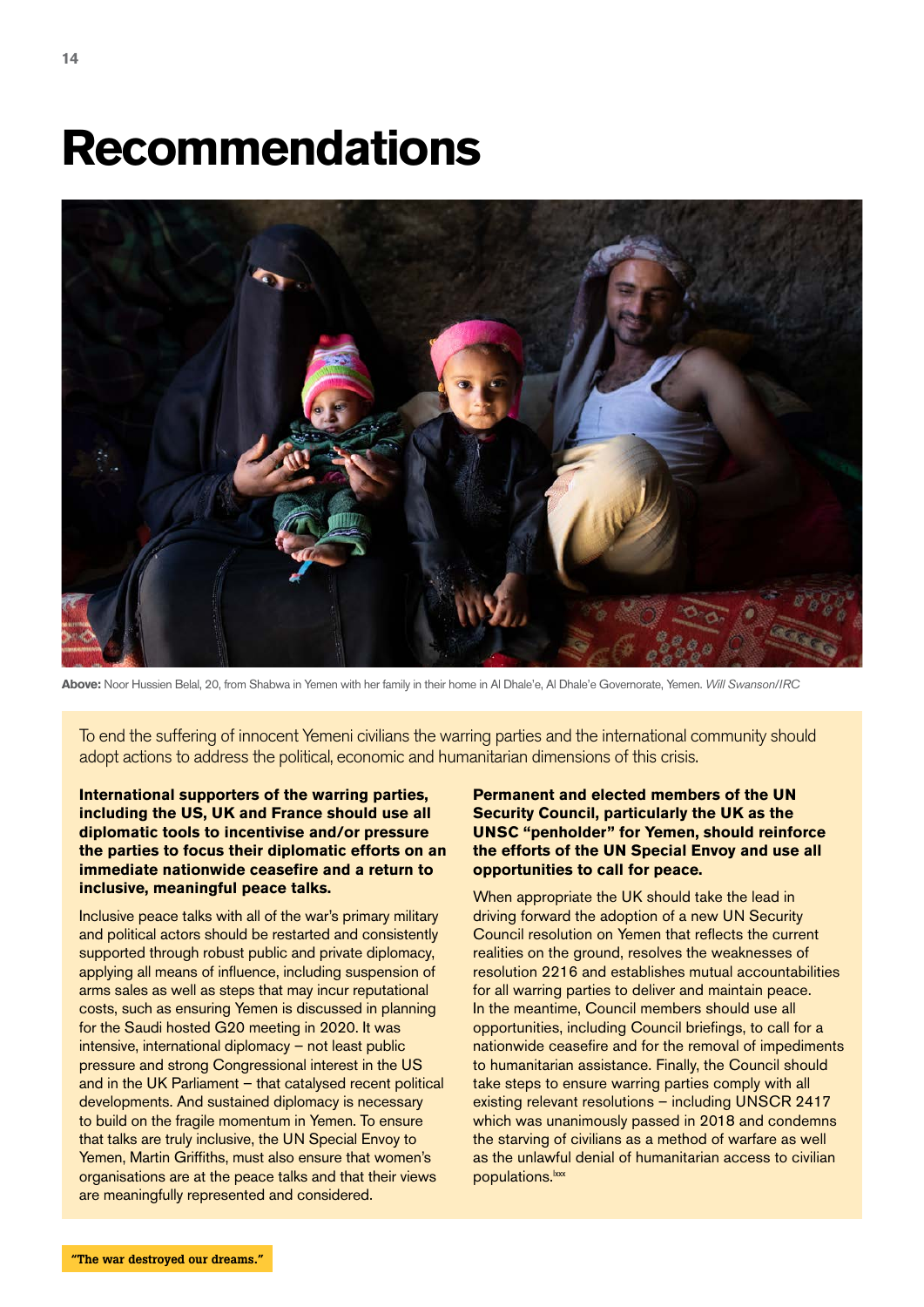# Recommendations

**Above:** Noor Hussien Belal, 20, from Shabwa in Yemen with her family in their home in Al Dhale'e, Al Dhale'e Governorate, Yemen. *Will Swanson/IRC*

To end the suffering of innocent Yemeni civilians the warring parties and the international community should adopt actions to address the political, economic and humanitarian dimensions of this crisis.

**International supporters of the warring parties, including the US, UK and France should use all diplomatic tools to incentivise and/or pressure the parties to focus their diplomatic efforts on an immediate nationwide ceasefire and a return to inclusive, meaningful peace talks.**

Inclusive peace talks with all of the war's primary military and political actors should be restarted and consistently supported through robust public and private diplomacy, applying all means of influence, including suspension of arms sales as well as steps that may incur reputational costs, such as ensuring Yemen is discussed in planning for the Saudi hosted G20 meeting in 2020. It was intensive, international diplomacy – not least public pressure and strong Congressional interest in the US and in the UK Parliament – that catalysed recent political developments. And sustained diplomacy is necessary to build on the fragile momentum in Yemen. To ensure that talks are truly inclusive, the UN Special Envoy to Yemen, Martin Griffiths, must also ensure that women's organisations are at the peace talks and that their views are meaningfully represented and considered.

**Permanent and elected members of the UN Security Council, particularly the UK as the UNSC "penholder" for Yemen, should reinforce the efforts of the UN Special Envoy and use all opportunities to call for peace.**

When appropriate the UK should take the lead in driving forward the adoption of a new UN Security Council resolution on Yemen that reflects the current realities on the ground, resolves the weaknesses of resolution 2216 and establishes mutual accountabilities for all warring parties to deliver and maintain peace. In the meantime, Council members should use all opportunities, including Council briefings, to call for a nationwide ceasefire and for the removal of impediments to humanitarian assistance. Finally, the Council should take steps to ensure warring parties comply with all existing relevant resolutions – including UNSCR 2417 which was unanimously passed in 2018 and condemns the starving of civilians as a method of warfare as well as the unlawful denial of humanitarian access to civilian populations.[lxxx]

"The war destroyed our dreams."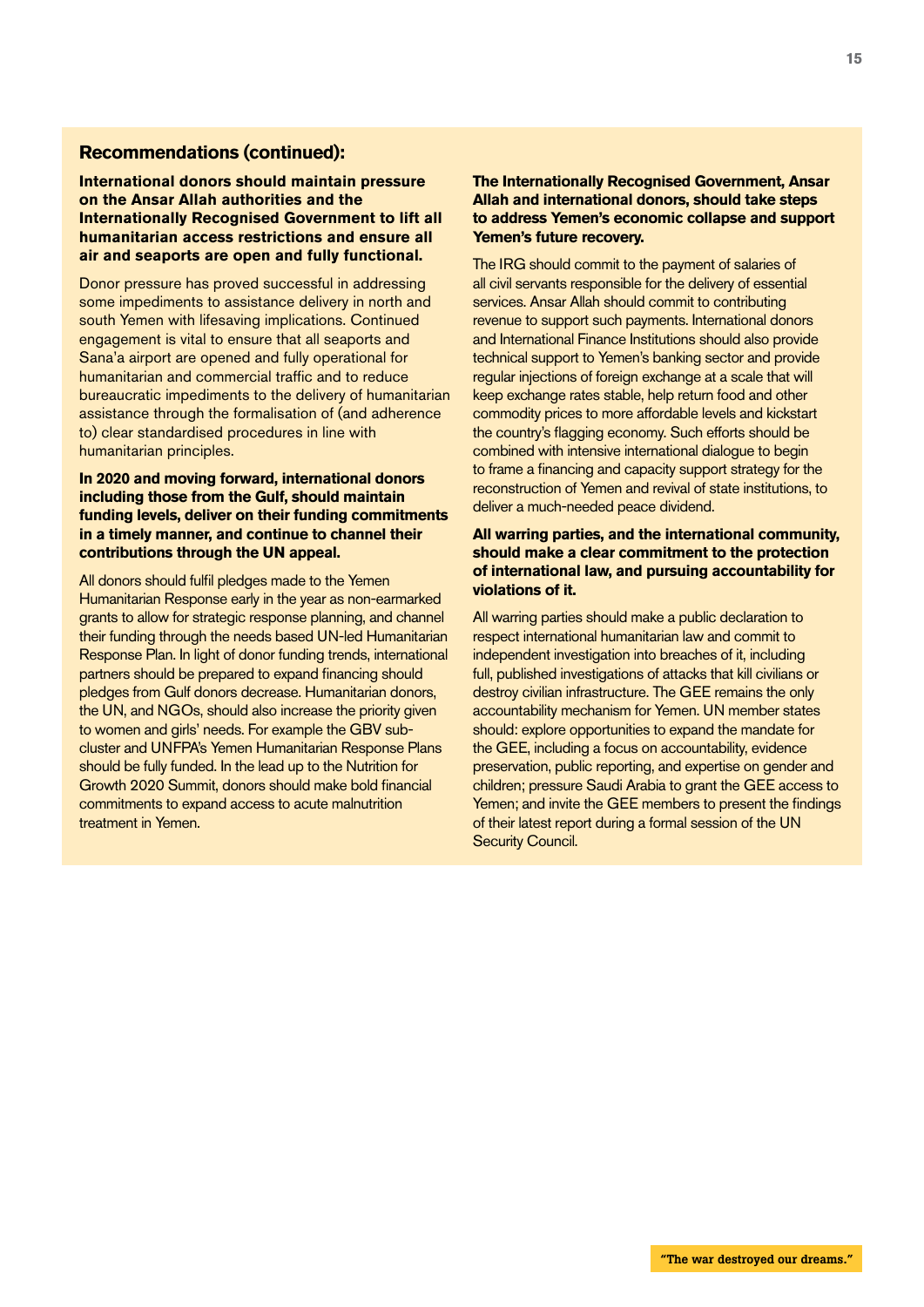## Recommendations (continued):

**International donors should maintain pressure on the Ansar Allah authorities and the Internationally Recognised Government to lift all humanitarian access restrictions and ensure all air and seaports are open and fully functional.**

Donor pressure has proved successful in addressing some impediments to assistance delivery in north and south Yemen with lifesaving implications. Continued engagement is vital to ensure that all seaports and Sana'a airport are opened and fully operational for humanitarian and commercial traffic and to reduce bureaucratic impediments to the delivery of humanitarian assistance through the formalisation of (and adherence to) clear standardised procedures in line with humanitarian principles.

**In 2020 and moving forward, international donors including those from the Gulf, should maintain funding levels, deliver on their funding commitments in a timely manner, and continue to channel their contributions through the UN appeal.**

All donors should fulfil pledges made to the Yemen Humanitarian Response early in the year as non-earmarked grants to allow for strategic response planning, and channel their funding through the needs based UN-led Humanitarian Response Plan. In light of donor funding trends, international partners should be prepared to expand financing should pledges from Gulf donors decrease. Humanitarian donors, the UN, and NGOs, should also increase the priority given to women and girls' needs. For example the GBV sub-cluster and UNFPA's Yemen Humanitarian Response Plans should be fully funded. In the lead up to the Nutrition for Growth 2020 Summit, donors should make bold financial commitments to expand access to acute malnutrition treatment in Yemen.

**The Internationally Recognised Government, Ansar Allah and international donors, should take steps to address Yemen's economic collapse and support Yemen's future recovery.**

The IRG should commit to the payment of salaries of all civil servants responsible for the delivery of essential services. Ansar Allah should commit to contributing revenue to support such payments. International donors and International Finance Institutions should also provide technical support to Yemen's banking sector and provide regular injections of foreign exchange at a scale that will keep exchange rates stable, help return food and other commodity prices to more affordable levels and kickstart the country's flagging economy. Such efforts should be combined with intensive international dialogue to begin to frame a financing and capacity support strategy for the reconstruction of Yemen and revival of state institutions, to deliver a much-needed peace dividend.

**All warring parties, and the international community, should make a clear commitment to the protection of international law, and pursuing accountability for violations of it.**

All warring parties should make a public declaration to respect international humanitarian law and commit to independent investigation into breaches of it, including full, published investigations of attacks that kill civilians or destroy civilian infrastructure. The GEE remains the only accountability mechanism for Yemen. UN member states should: explore opportunities to expand the mandate for the GEE, including a focus on accountability, evidence preservation, public reporting, and expertise on gender and children; pressure Saudi Arabia to grant the GEE access to Yemen; and invite the GEE members to present the findings of their latest report during a formal session of the UN Security Council.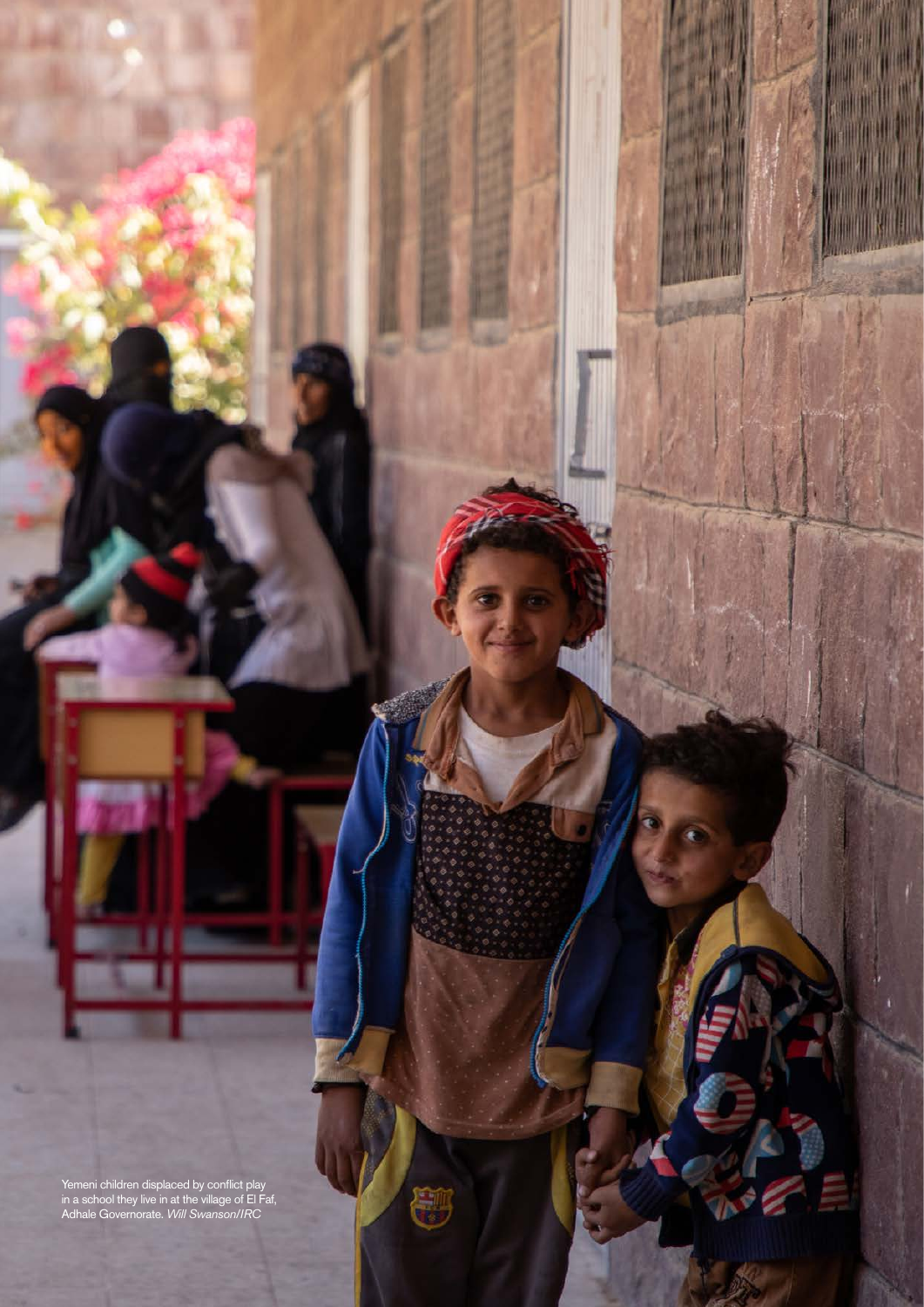Yemeni children displaced by conflict play in a school they live in at the village of El Faf, Adhale Governorate. *Will Swanson/IRC*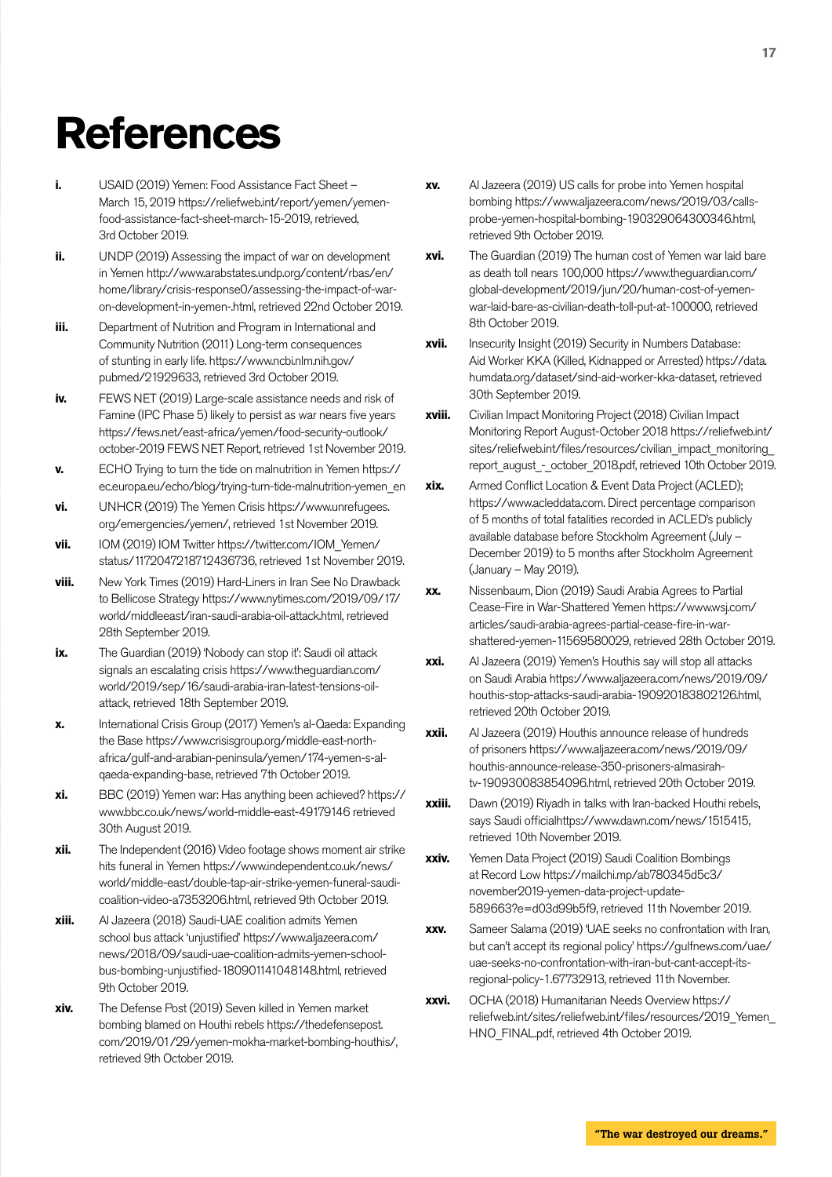# References

- **i.** USAID (2019) Yemen: Food Assistance Fact Sheet – March 15, 2019 https://reliefweb.int/report/yemen/yemen-food-assistance-fact-sheet-march-15-2019, retrieved, 3rd October 2019.
- **ii.** UNDP (2019) Assessing the impact of war on development in Yemen http://www.arabstates.undp.org/content/rbas/en/home/library/crisis-response0/assessing-the-impact-of-war-on-development-in-yemen-.html, retrieved 22nd October 2019.
- **iii.** Department of Nutrition and Program in International and Community Nutrition (2011) Long-term consequences of stunting in early life. https://www.ncbi.nlm.nih.gov/pubmed/21929633, retrieved 3rd October 2019.
- **iv.** FEWS NET (2019) Large-scale assistance needs and risk of Famine (IPC Phase 5) likely to persist as war nears five years https://fews.net/east-africa/yemen/food-security-outlook/october-2019 FEWS NET Report, retrieved 1st November 2019.
- **v.** ECHO Trying to turn the tide on malnutrition in Yemen https://ec.europa.eu/echo/blog/trying-turn-tide-malnutrition-yemen_en
- **vi.** UNHCR (2019) The Yemen Crisis https://www.unrefugees.org/emergencies/yemen/, retrieved 1st November 2019.
- **vii.** IOM (2019) IOM Twitter https://twitter.com/IOM_Yemen/status/1172047218712436736, retrieved 1st November 2019.
- **viii.** New York Times (2019) Hard-Liners in Iran See No Drawback to Bellicose Strategy https://www.nytimes.com/2019/09/17/world/middleeast/iran-saudi-arabia-oil-attack.html, retrieved 28th September 2019.
- **ix.** The Guardian (2019) 'Nobody can stop it': Saudi oil attack signals an escalating crisis https://www.theguardian.com/world/2019/sep/16/saudi-arabia-iran-latest-tensions-oil-attack, retrieved 18th September 2019.
- **x.** International Crisis Group (2017) Yemen's al-Qaeda: Expanding the Base https://www.crisisgroup.org/middle-east-north-africa/gulf-and-arabian-peninsula/yemen/174-yemen-s-al-qaeda-expanding-base, retrieved 7th October 2019.
- **xi.** BBC (2019) Yemen war: Has anything been achieved? https://www.bbc.co.uk/news/world-middle-east-49179146 retrieved 30th August 2019.
- **xii.** The Independent (2016) Video footage shows moment air strike hits funeral in Yemen https://www.independent.co.uk/news/world/middle-east/double-tap-air-strike-yemen-funeral-saudi-coalition-video-a7353206.html, retrieved 9th October 2019.
- **xiii.** Al Jazeera (2018) Saudi-UAE coalition admits Yemen school bus attack 'unjustified' https://www.aljazeera.com/news/2018/09/saudi-uae-coalition-admits-yemen-school-bus-bombing-unjustified-180901141048148.html, retrieved 9th October 2019.
- **xiv.** The Defense Post (2019) Seven killed in Yemen market bombing blamed on Houthi rebels https://thedefensepost.com/2019/01/29/yemen-mokha-market-bombing-houthis/, retrieved 9th October 2019.
- **xv.** Al Jazeera (2019) US calls for probe into Yemen hospital bombing https://www.aljazeera.com/news/2019/03/calls-probe-yemen-hospital-bombing-190329064300346.html, retrieved 9th October 2019.
- **xvi.** The Guardian (2019) The human cost of Yemen war laid bare as death toll nears 100,000 https://www.theguardian.com/global-development/2019/jun/20/human-cost-of-yemen-war-laid-bare-as-civilian-death-toll-put-at-100000, retrieved 8th October 2019.
- **xvii.** Insecurity Insight (2019) Security in Numbers Database: Aid Worker KKA (Killed, Kidnapped or Arrested) https://data.humdata.org/dataset/sind-aid-worker-kka-dataset, retrieved 30th September 2019.
- **xviii.** Civilian Impact Monitoring Project (2018) Civilian Impact Monitoring Report August-October 2018 https://reliefweb.int/sites/reliefweb.int/files/resources/civilian_impact_monitoring_report_august_-_october_2018.pdf, retrieved 10th October 2019.
- **xix.** Armed Conflict Location & Event Data Project (ACLED); https://www.acleddata.com. Direct percentage comparison of 5 months of total fatalities recorded in ACLED's publicly available database before Stockholm Agreement (July – December 2019) to 5 months after Stockholm Agreement (January – May 2019).
- **xx.** Nissenbaum, Dion (2019) Saudi Arabia Agrees to Partial Cease-Fire in War-Shattered Yemen https://www.wsj.com/articles/saudi-arabia-agrees-partial-cease-fire-in-war-shattered-yemen-11569580029, retrieved 28th October 2019.
- **xxi.** Al Jazeera (2019) Yemen's Houthis say will stop all attacks on Saudi Arabia https://www.aljazeera.com/news/2019/09/houthis-stop-attacks-saudi-arabia-190920183802126.html, retrieved 20th October 2019.
- **xxii.** Al Jazeera (2019) Houthis announce release of hundreds of prisoners https://www.aljazeera.com/news/2019/09/houthis-announce-release-350-prisoners-almasirah-tv-190930083854096.html, retrieved 20th October 2019.
- **xxiii.** Dawn (2019) Riyadh in talks with Iran-backed Houthi rebels, says Saudi officialhttps://www.dawn.com/news/1515415, retrieved 10th November 2019.
- **xxiv.** Yemen Data Project (2019) Saudi Coalition Bombings at Record Low https://mailchi.mp/ab780345d5c3/november2019-yemen-data-project-update-589663?e=d03d99b5f9, retrieved 11th November 2019.
- **xxv.** Sameer Salama (2019) 'UAE seeks no confrontation with Iran, but can't accept its regional policy' https://gulfnews.com/uae/uae-seeks-no-confrontation-with-iran-but-cant-accept-its-regional-policy-1.67732913, retrieved 11th November.
- **xxvi.** OCHA (2018) Humanitarian Needs Overview https://reliefweb.int/sites/reliefweb.int/files/resources/2019_Yemen_HNO_FINAL.pdf, retrieved 4th October 2019.

**"The war destroyed our dreams."**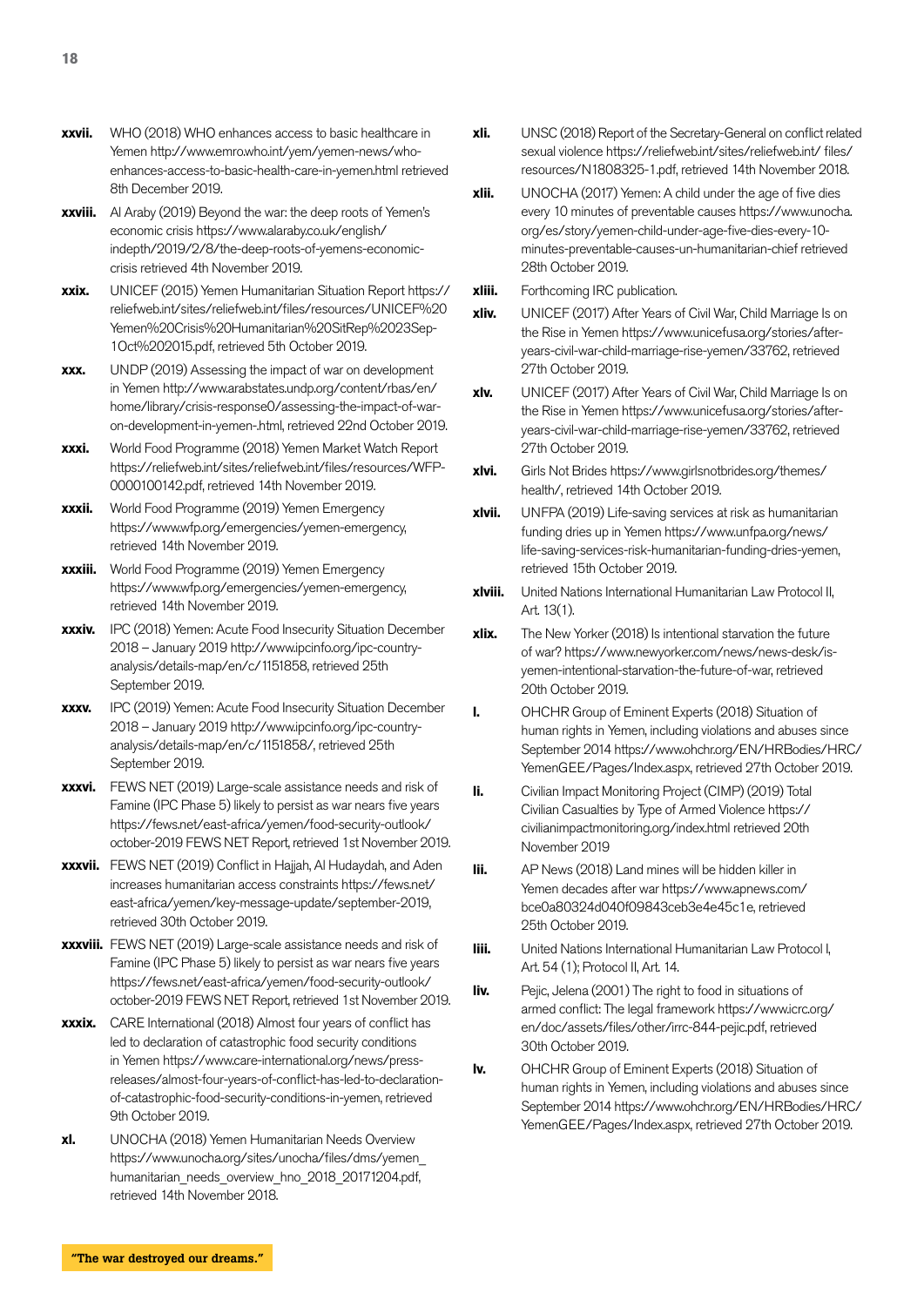**xxvii.** WHO (2018) WHO enhances access to basic healthcare in Yemen http://www.emro.who.int/yem/yemen-news/who-enhances-access-to-basic-health-care-in-yemen.html retrieved 8th December 2019.

**xxviii.** Al Araby (2019) Beyond the war: the deep roots of Yemen's economic crisis https://www.alaraby.co.uk/english/indepth/2019/2/8/the-deep-roots-of-yemens-economic-crisis retrieved 4th November 2019.

**xxix.** UNICEF (2015) Yemen Humanitarian Situation Report https://reliefweb.int/sites/reliefweb.int/files/resources/UNICEF%20Yemen%20Crisis%20Humanitarian%20SitRep%2023Sep-1Oct%202015.pdf, retrieved 5th October 2019.

**xxx.** UNDP (2019) Assessing the impact of war on development in Yemen http://www.arabstates.undp.org/content/rbas/en/home/library/crisis-response0/assessing-the-impact-of-war-on-development-in-yemen-.html, retrieved 22nd October 2019.

**xxxi.** World Food Programme (2018) Yemen Market Watch Report https://reliefweb.int/sites/reliefweb.int/files/resources/WFP-0000100142.pdf, retrieved 14th November 2019.

**xxxii.** World Food Programme (2019) Yemen Emergency https://www.wfp.org/emergencies/yemen-emergency, retrieved 14th November 2019.

**xxxiii.** World Food Programme (2019) Yemen Emergency https://www.wfp.org/emergencies/yemen-emergency, retrieved 14th November 2019.

**xxxiv.** IPC (2018) Yemen: Acute Food Insecurity Situation December 2018 – January 2019 http://www.ipcinfo.org/ipc-country-analysis/details-map/en/c/1151858, retrieved 25th September 2019.

**xxxv.** IPC (2019) Yemen: Acute Food Insecurity Situation December 2018 – January 2019 http://www.ipcinfo.org/ipc-country-analysis/details-map/en/c/1151858/, retrieved 25th September 2019.

**xxxvi.** FEWS NET (2019) Large-scale assistance needs and risk of Famine (IPC Phase 5) likely to persist as war nears five years https://fews.net/east-africa/yemen/food-security-outlook/october-2019 FEWS NET Report, retrieved 1st November 2019.

**xxxvii.** FEWS NET (2019) Conflict in Hajjah, Al Hudaydah, and Aden increases humanitarian access constraints https://fews.net/east-africa/yemen/key-message-update/september-2019, retrieved 30th October 2019.

**xxxviii.** FEWS NET (2019) Large-scale assistance needs and risk of Famine (IPC Phase 5) likely to persist as war nears five years https://fews.net/east-africa/yemen/food-security-outlook/october-2019 FEWS NET Report, retrieved 1st November 2019.

**xxxix.** CARE International (2018) Almost four years of conflict has led to declaration of catastrophic food security conditions in Yemen https://www.care-international.org/news/press-releases/almost-four-years-of-conflict-has-led-to-declaration-of-catastrophic-food-security-conditions-in-yemen, retrieved 9th October 2019.

**xl.** UNOCHA (2018) Yemen Humanitarian Needs Overview https://www.unocha.org/sites/unocha/files/dms/yemen_humanitarian_needs_overview_hno_2018_20171204.pdf, retrieved 14th November 2018.

**xli.** UNSC (2018) Report of the Secretary-General on conflict related sexual violence https://reliefweb.int/sites/reliefweb.int/ files/resources/N1808325-1.pdf, retrieved 14th November 2018.

**xlii.** UNOCHA (2017) Yemen: A child under the age of five dies every 10 minutes of preventable causes https://www.unocha.org/es/story/yemen-child-under-age-five-dies-every-10-minutes-preventable-causes-un-humanitarian-chief retrieved 28th October 2019.

**xliii.** Forthcoming IRC publication.

**xliv.** UNICEF (2017) After Years of Civil War, Child Marriage Is on the Rise in Yemen https://www.unicefusa.org/stories/after-years-civil-war-child-marriage-rise-yemen/33762, retrieved 27th October 2019.

**xlv.** UNICEF (2017) After Years of Civil War, Child Marriage Is on the Rise in Yemen https://www.unicefusa.org/stories/after-years-civil-war-child-marriage-rise-yemen/33762, retrieved 27th October 2019.

**xlvi.** Girls Not Brides https://www.girlsnotbrides.org/themes/health/, retrieved 14th October 2019.

**xlvii.** UNFPA (2019) Life-saving services at risk as humanitarian funding dries up in Yemen https://www.unfpa.org/news/life-saving-services-risk-humanitarian-funding-dries-yemen, retrieved 15th October 2019.

**xlviii.** United Nations International Humanitarian Law Protocol II, Art. 13(1).

**xlix.** The New Yorker (2018) Is intentional starvation the future of war? https://www.newyorker.com/news/news-desk/is-yemen-intentional-starvation-the-future-of-war, retrieved 20th October 2019.

**l.** OHCHR Group of Eminent Experts (2018) Situation of human rights in Yemen, including violations and abuses since September 2014 https://www.ohchr.org/EN/HRBodies/HRC/YemenGEE/Pages/Index.aspx, retrieved 27th October 2019.

**li.** Civilian Impact Monitoring Project (CIMP) (2019) Total Civilian Casualties by Type of Armed Violence https://civilianimpactmonitoring.org/index.html retrieved 20th November 2019

**lii.** AP News (2018) Land mines will be hidden killer in Yemen decades after war https://www.apnews.com/bce0a80324d040f09843ceb3e4e45c1e, retrieved 25th October 2019.

**liii.** United Nations International Humanitarian Law Protocol I, Art. 54 (1); Protocol II, Art. 14.

**liv.** Pejic, Jelena (2001) The right to food in situations of armed conflict: The legal framework https://www.icrc.org/en/doc/assets/files/other/irrc-844-pejic.pdf, retrieved 30th October 2019.

**lv.** OHCHR Group of Eminent Experts (2018) Situation of human rights in Yemen, including violations and abuses since September 2014 https://www.ohchr.org/EN/HRBodies/HRC/YemenGEE/Pages/Index.aspx, retrieved 27th October 2019.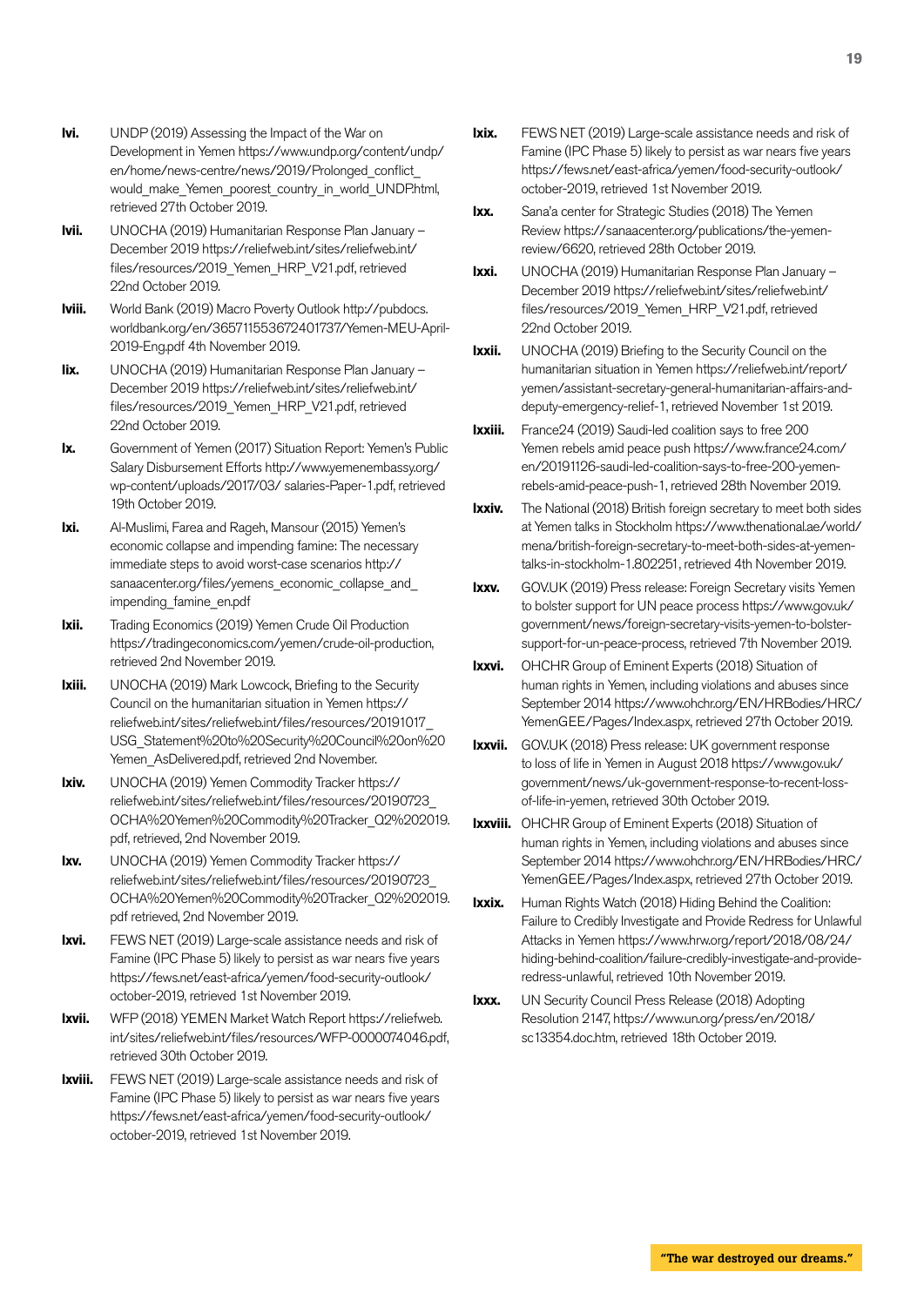**lvi.** UNDP (2019) Assessing the Impact of the War on Development in Yemen https://www.undp.org/content/undp/en/home/news-centre/news/2019/Prolonged_conflict_would_make_Yemen_poorest_country_in_world_UNDP.html, retrieved 27th October 2019.

**lvii.** UNOCHA (2019) Humanitarian Response Plan January – December 2019 https://reliefweb.int/sites/reliefweb.int/files/resources/2019_Yemen_HRP_V21.pdf, retrieved 22nd October 2019.

**lviii.** World Bank (2019) Macro Poverty Outlook http://pubdocs.worldbank.org/en/365711553672401737/Yemen-MEU-April-2019-Eng.pdf 4th November 2019.

**lix.** UNOCHA (2019) Humanitarian Response Plan January – December 2019 https://reliefweb.int/sites/reliefweb.int/files/resources/2019_Yemen_HRP_V21.pdf, retrieved 22nd October 2019.

**lx.** Government of Yemen (2017) Situation Report: Yemen's Public Salary Disbursement Efforts http://www.yemenembassy.org/wp-content/uploads/2017/03/ salaries-Paper-1.pdf, retrieved 19th October 2019.

**lxi.** Al-Muslimi, Farea and Rageh, Mansour (2015) Yemen's economic collapse and impending famine: The necessary immediate steps to avoid worst-case scenarios http://sanaacenter.org/files/yemens_economic_collapse_and_impending_famine_en.pdf

**lxii.** Trading Economics (2019) Yemen Crude Oil Production https://tradingeconomics.com/yemen/crude-oil-production, retrieved 2nd November 2019.

**lxiii.** UNOCHA (2019) Mark Lowcock, Briefing to the Security Council on the humanitarian situation in Yemen https://reliefweb.int/sites/reliefweb.int/files/resources/20191017_USG_Statement%20to%20Security%20Council%20on%20Yemen_AsDelivered.pdf, retrieved 2nd November.

**lxiv.** UNOCHA (2019) Yemen Commodity Tracker https://reliefweb.int/sites/reliefweb.int/files/resources/20190723_OCHA%20Yemen%20Commodity%20Tracker_Q2%202019.pdf, retrieved, 2nd November 2019.

**lxv.** UNOCHA (2019) Yemen Commodity Tracker https://reliefweb.int/sites/reliefweb.int/files/resources/20190723_OCHA%20Yemen%20Commodity%20Tracker_Q2%202019.pdf retrieved, 2nd November 2019.

**lxvi.** FEWS NET (2019) Large-scale assistance needs and risk of Famine (IPC Phase 5) likely to persist as war nears five years https://fews.net/east-africa/yemen/food-security-outlook/october-2019, retrieved 1st November 2019.

**lxvii.** WFP (2018) YEMEN Market Watch Report https://reliefweb.int/sites/reliefweb.int/files/resources/WFP-0000074046.pdf, retrieved 30th October 2019.

**lxviii.** FEWS NET (2019) Large-scale assistance needs and risk of Famine (IPC Phase 5) likely to persist as war nears five years https://fews.net/east-africa/yemen/food-security-outlook/october-2019, retrieved 1st November 2019.

**lxix.** FEWS NET (2019) Large-scale assistance needs and risk of Famine (IPC Phase 5) likely to persist as war nears five years https://fews.net/east-africa/yemen/food-security-outlook/october-2019, retrieved 1st November 2019.

**lxx.** Sana'a center for Strategic Studies (2018) The Yemen Review https://sanaacenter.org/publications/the-yemen-review/6620, retrieved 28th October 2019.

**lxxi.** UNOCHA (2019) Humanitarian Response Plan January – December 2019 https://reliefweb.int/sites/reliefweb.int/files/resources/2019_Yemen_HRP_V21.pdf, retrieved 22nd October 2019.

**lxxii.** UNOCHA (2019) Briefing to the Security Council on the humanitarian situation in Yemen https://reliefweb.int/report/yemen/assistant-secretary-general-humanitarian-affairs-and-deputy-emergency-relief-1, retrieved November 1st 2019.

**lxxiii.** France24 (2019) Saudi-led coalition says to free 200 Yemen rebels amid peace push https://www.france24.com/en/20191126-saudi-led-coalition-says-to-free-200-yemen-rebels-amid-peace-push-1, retrieved 28th November 2019.

**lxxiv.** The National (2018) British foreign secretary to meet both sides at Yemen talks in Stockholm https://www.thenational.ae/world/mena/british-foreign-secretary-to-meet-both-sides-at-yemen-talks-in-stockholm-1.802251, retrieved 4th November 2019.

**lxxv.** GOV.UK (2019) Press release: Foreign Secretary visits Yemen to bolster support for UN peace process https://www.gov.uk/government/news/foreign-secretary-visits-yemen-to-bolster-support-for-un-peace-process, retrieved 7th November 2019.

**lxxvi.** OHCHR Group of Eminent Experts (2018) Situation of human rights in Yemen, including violations and abuses since September 2014 https://www.ohchr.org/EN/HRBodies/HRC/YemenGEE/Pages/Index.aspx, retrieved 27th October 2019.

**lxxvii.** GOV.UK (2018) Press release: UK government response to loss of life in Yemen in August 2018 https://www.gov.uk/government/news/uk-government-response-to-recent-loss-of-life-in-yemen, retrieved 30th October 2019.

**lxxviii.** OHCHR Group of Eminent Experts (2018) Situation of human rights in Yemen, including violations and abuses since September 2014 https://www.ohchr.org/EN/HRBodies/HRC/YemenGEE/Pages/Index.aspx, retrieved 27th October 2019.

**lxxix.** Human Rights Watch (2018) Hiding Behind the Coalition: Failure to Credibly Investigate and Provide Redress for Unlawful Attacks in Yemen https://www.hrw.org/report/2018/08/24/hiding-behind-coalition/failure-credibly-investigate-and-provide-redress-unlawful, retrieved 10th November 2019.

**lxxx.** UN Security Council Press Release (2018) Adopting Resolution 2147, https://www.un.org/press/en/2018/sc13354.doc.htm, retrieved 18th October 2019.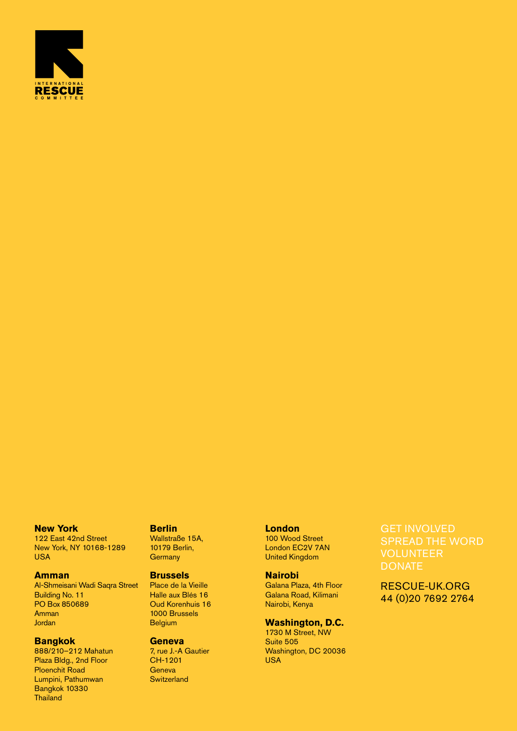INTERNATIONAL
RESCUE
COMMITTEE

**New York**
122 East 42nd Street
New York, NY 10168-1289
USA

**Amman**
Al-Shmeisani Wadi Saqra Street
Building No. 11
PO Box 850689
Amman
Jordan

**Bangkok**
888/210–212 Mahatun
Plaza Bldg., 2nd Floor
Ploenchit Road
Lumpini, Pathumwan
Bangkok 10330
Thailand

**Berlin**
Wallstraße 15A,
10179 Berlin,
Germany

**Brussels**
Place de la Vieille
Halle aux Blés 16
Oud Korenhuis 16
1000 Brussels
Belgium

**Geneva**
7, rue J.-A Gautier
CH-1201
Geneva
Switzerland

**London**
100 Wood Street
London EC2V 7AN
United Kingdom

**Nairobi**
Galana Plaza, 4th Floor
Galana Road, Kilimani
Nairobi, Kenya

**Washington, D.C.**
1730 M Street, NW
Suite 505
Washington, DC 20036
USA

GET INVOLVED
SPREAD THE WORD
VOLUNTEER
DONATE

RESCUE-UK.ORG
44 (0)20 7692 2764